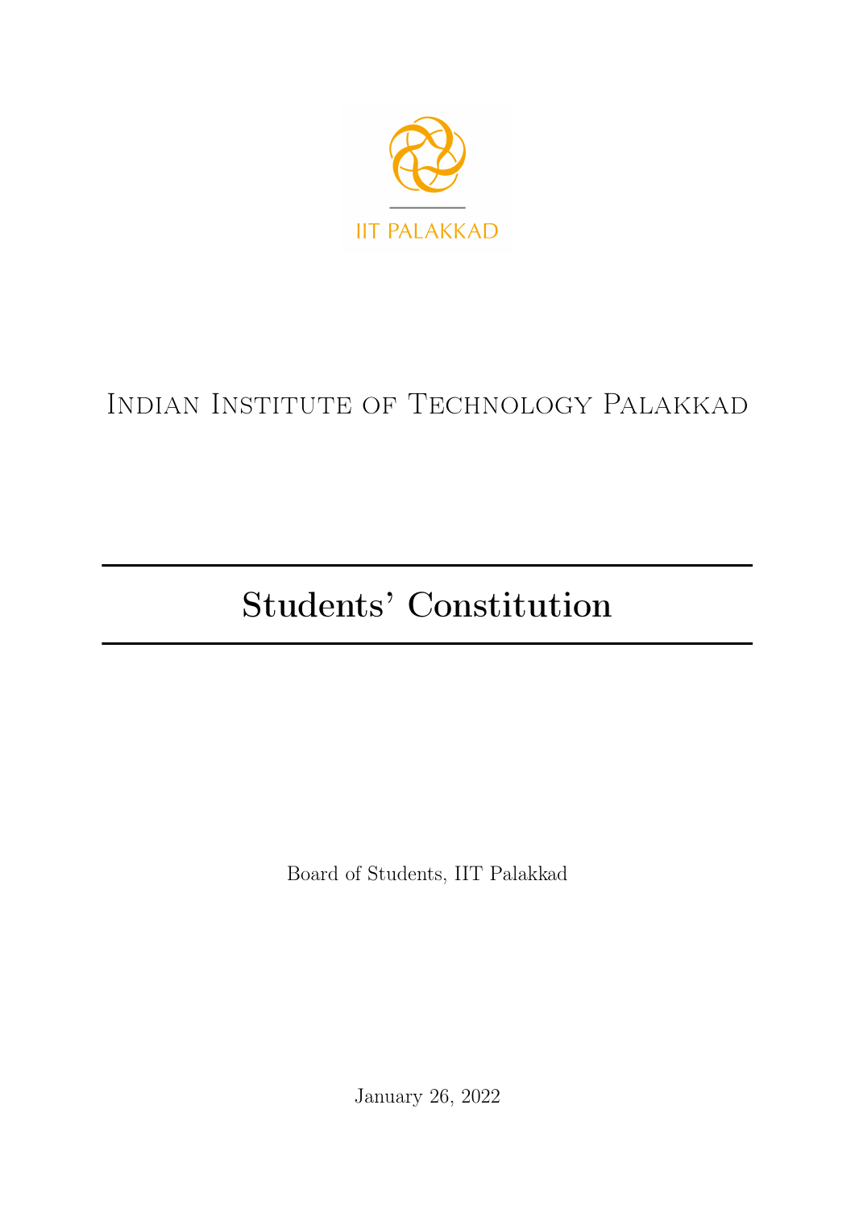IIT PALAKKAD

Indian Institute of Technology Palakkad

# Students' Constitution

Board of Students, IIT Palakkad

January 26, 2022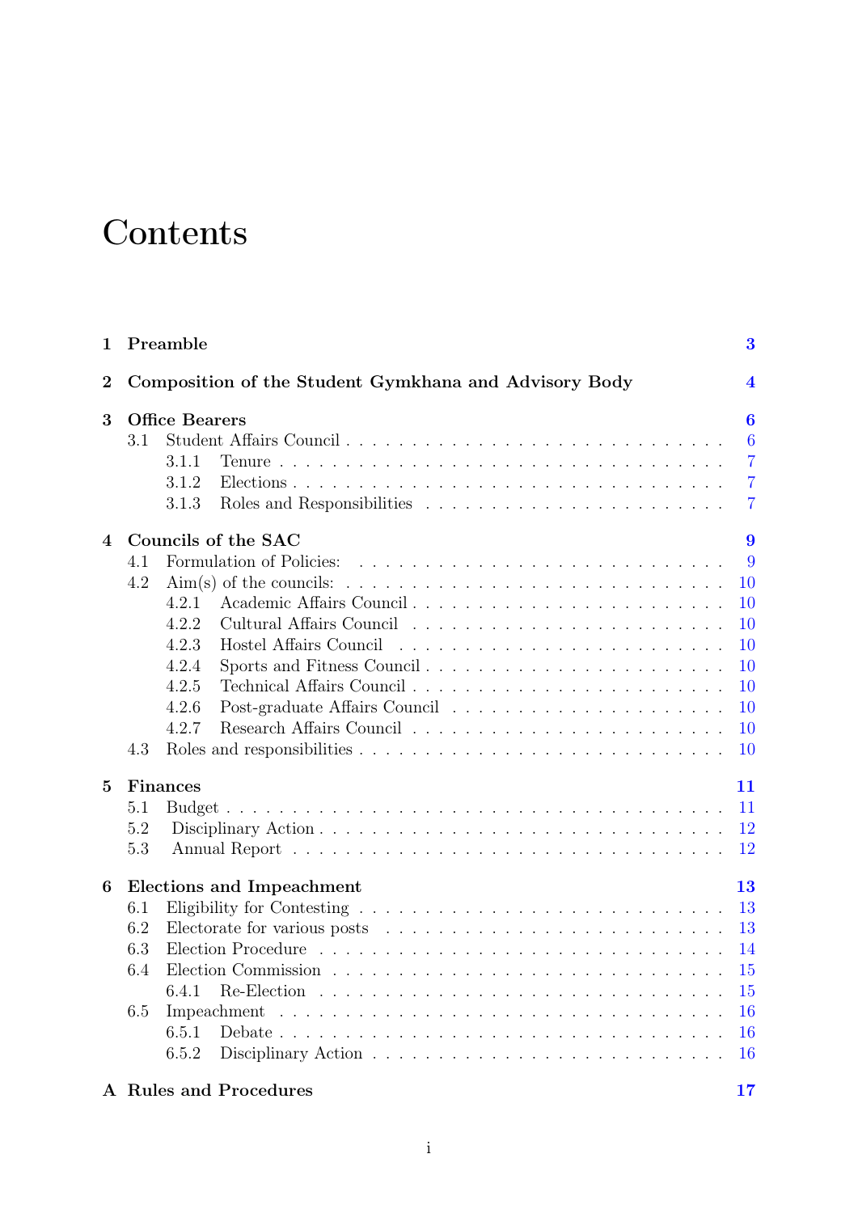# Contents

**1 Preamble** **3**

**2 Composition of the Student Gymkhana and Advisory Body** **4**

**3 Office Bearers** **6**

- 3.1 Student Affairs Council . . . . . . . . . . . . . . . . . . . . . . . . . . . 6
  - 3.1.1 Tenure . . . . . . . . . . . . . . . . . . . . . . . . . . . . . . . 7
  - 3.1.2 Elections . . . . . . . . . . . . . . . . . . . . . . . . . . . . . . 7
  - 3.1.3 Roles and Responsibilities . . . . . . . . . . . . . . . . . . . . . 7

**4 Councils of the SAC** **9**

- 4.1 Formulation of Policies: . . . . . . . . . . . . . . . . . . . . . . . . . . 9
- 4.2 Aim(s) of the councils: . . . . . . . . . . . . . . . . . . . . . . . . . . . 10
  - 4.2.1 Academic Affairs Council . . . . . . . . . . . . . . . . . . . . . . 10
  - 4.2.2 Cultural Affairs Council . . . . . . . . . . . . . . . . . . . . . . 10
  - 4.2.3 Hostel Affairs Council . . . . . . . . . . . . . . . . . . . . . . . 10
  - 4.2.4 Sports and Fitness Council . . . . . . . . . . . . . . . . . . . . . 10
  - 4.2.5 Technical Affairs Council . . . . . . . . . . . . . . . . . . . . . . 10
  - 4.2.6 Post-graduate Affairs Council . . . . . . . . . . . . . . . . . . . 10
  - 4.2.7 Research Affairs Council . . . . . . . . . . . . . . . . . . . . . . 10
- 4.3 Roles and responsibilities . . . . . . . . . . . . . . . . . . . . . . . . . 10

**5 Finances** **11**

- 5.1 Budget . . . . . . . . . . . . . . . . . . . . . . . . . . . . . . . . . . . 11
- 5.2 Disciplinary Action . . . . . . . . . . . . . . . . . . . . . . . . . . . . 12
- 5.3 Annual Report . . . . . . . . . . . . . . . . . . . . . . . . . . . . . . . 12

**6 Elections and Impeachment** **13**

- 6.1 Eligibility for Contesting . . . . . . . . . . . . . . . . . . . . . . . . . . 13
- 6.2 Electorate for various posts . . . . . . . . . . . . . . . . . . . . . . . . 13
- 6.3 Election Procedure . . . . . . . . . . . . . . . . . . . . . . . . . . . . . 14
- 6.4 Election Commission . . . . . . . . . . . . . . . . . . . . . . . . . . . . 15
  - 6.4.1 Re-Election . . . . . . . . . . . . . . . . . . . . . . . . . . . . . 15
- 6.5 Impeachment . . . . . . . . . . . . . . . . . . . . . . . . . . . . . . . . 16
  - 6.5.1 Debate . . . . . . . . . . . . . . . . . . . . . . . . . . . . . . . . 16
  - 6.5.2 Disciplinary Action . . . . . . . . . . . . . . . . . . . . . . . . . 16

**A Rules and Procedures** **17**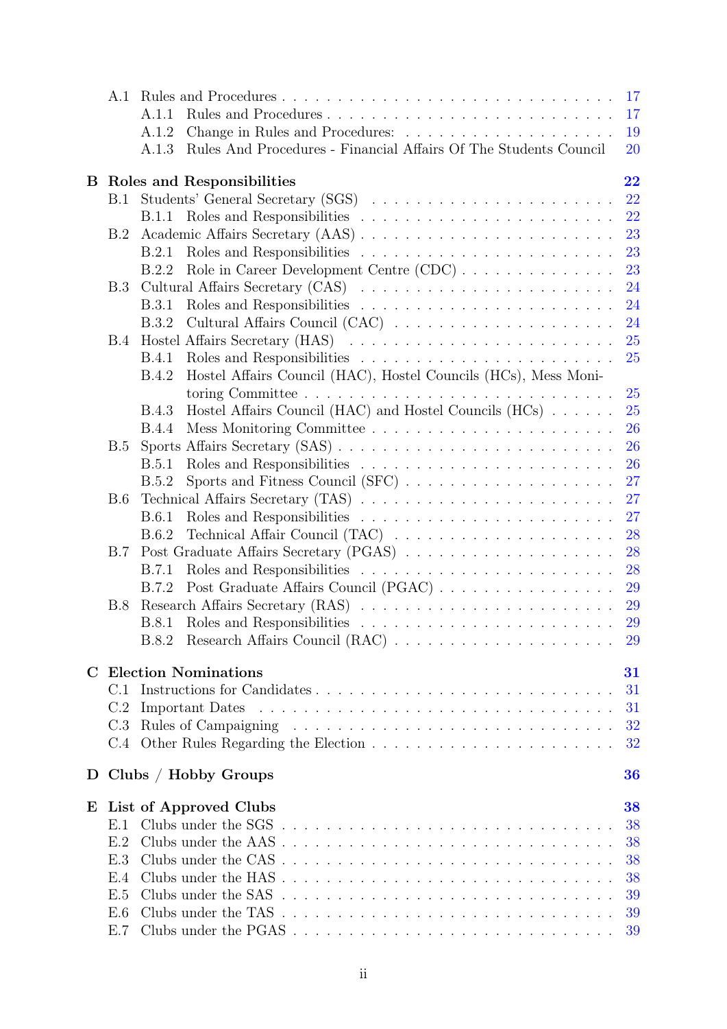- A.1 Rules and Procedures . . . . . 17
  - A.1.1 Rules and Procedures . . . . . 17
  - A.1.2 Change in Rules and Procedures: . . . . . 19
  - A.1.3 Rules And Procedures - Financial Affairs Of The Students Council 20

**B Roles and Responsibilities** **22**

- B.1 Students' General Secretary (SGS) . . . . . 22
  - B.1.1 Roles and Responsibilities . . . . . 22
- B.2 Academic Affairs Secretary (AAS) . . . . . 23
  - B.2.1 Roles and Responsibilities . . . . . 23
  - B.2.2 Role in Career Development Centre (CDC) . . . . . 23
- B.3 Cultural Affairs Secretary (CAS) . . . . . 24
  - B.3.1 Roles and Responsibilities . . . . . 24
  - B.3.2 Cultural Affairs Council (CAC) . . . . . 24
- B.4 Hostel Affairs Secretary (HAS) . . . . . 25
  - B.4.1 Roles and Responsibilities . . . . . 25
  - B.4.2 Hostel Affairs Council (HAC), Hostel Councils (HCs), Mess Monitoring Committee . . . . . 25
  - B.4.3 Hostel Affairs Council (HAC) and Hostel Councils (HCs) . . . . . 25
  - B.4.4 Mess Monitoring Committee . . . . . 26
- B.5 Sports Affairs Secretary (SAS) . . . . . 26
  - B.5.1 Roles and Responsibilities . . . . . 26
  - B.5.2 Sports and Fitness Council (SFC) . . . . . 27
- B.6 Technical Affairs Secretary (TAS) . . . . . 27
  - B.6.1 Roles and Responsibilities . . . . . 27
  - B.6.2 Technical Affair Council (TAC) . . . . . 28
- B.7 Post Graduate Affairs Secretary (PGAS) . . . . . 28
  - B.7.1 Roles and Responsibilities . . . . . 28
  - B.7.2 Post Graduate Affairs Council (PGAC) . . . . . 29
- B.8 Research Affairs Secretary (RAS) . . . . . 29
  - B.8.1 Roles and Responsibilities . . . . . 29
  - B.8.2 Research Affairs Council (RAC) . . . . . 29

**C Election Nominations** **31**

- C.1 Instructions for Candidates . . . . . 31
- C.2 Important Dates . . . . . 31
- C.3 Rules of Campaigning . . . . . 32
- C.4 Other Rules Regarding the Election . . . . . 32

**D Clubs / Hobby Groups** **36**

**E List of Approved Clubs** **38**

- E.1 Clubs under the SGS . . . . . 38
- E.2 Clubs under the AAS . . . . . 38
- E.3 Clubs under the CAS . . . . . 38
- E.4 Clubs under the HAS . . . . . 38
- E.5 Clubs under the SAS . . . . . 39
- E.6 Clubs under the TAS . . . . . 39
- E.7 Clubs under the PGAS . . . . . 39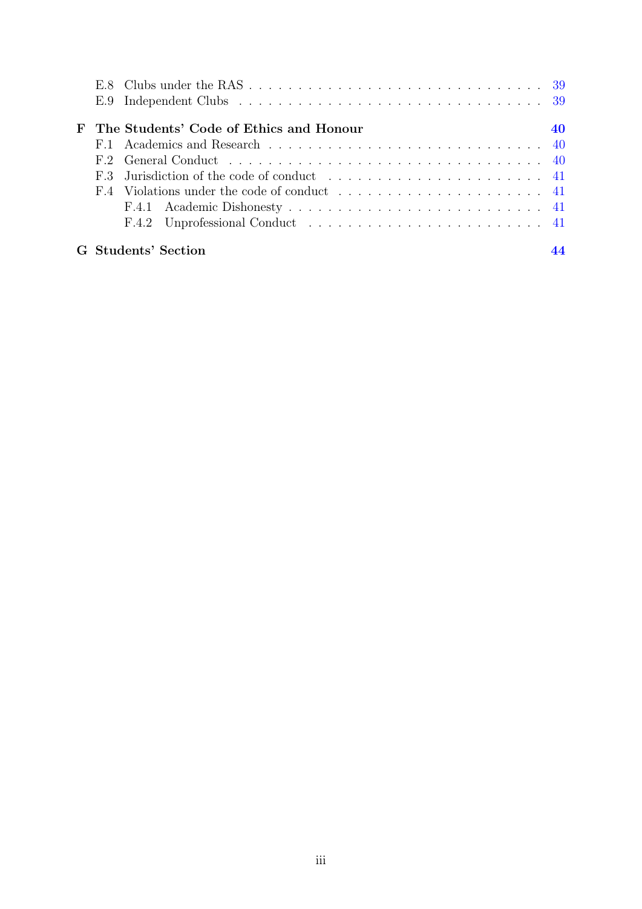- E.8 Clubs under the RAS . . . . . . . . . . 39
- E.9 Independent Clubs . . . . . . . . . . 39

**F The Students' Code of Ethics and Honour** **40**

- F.1 Academics and Research . . . . . . . . . . 40
- F.2 General Conduct . . . . . . . . . . 40
- F.3 Jurisdiction of the code of conduct . . . . . . . . . . 41
- F.4 Violations under the code of conduct . . . . . . . . . . 41
  - F.4.1 Academic Dishonesty . . . . . . . . . . 41
  - F.4.2 Unprofessional Conduct . . . . . . . . . . 41

**G Students' Section** **44**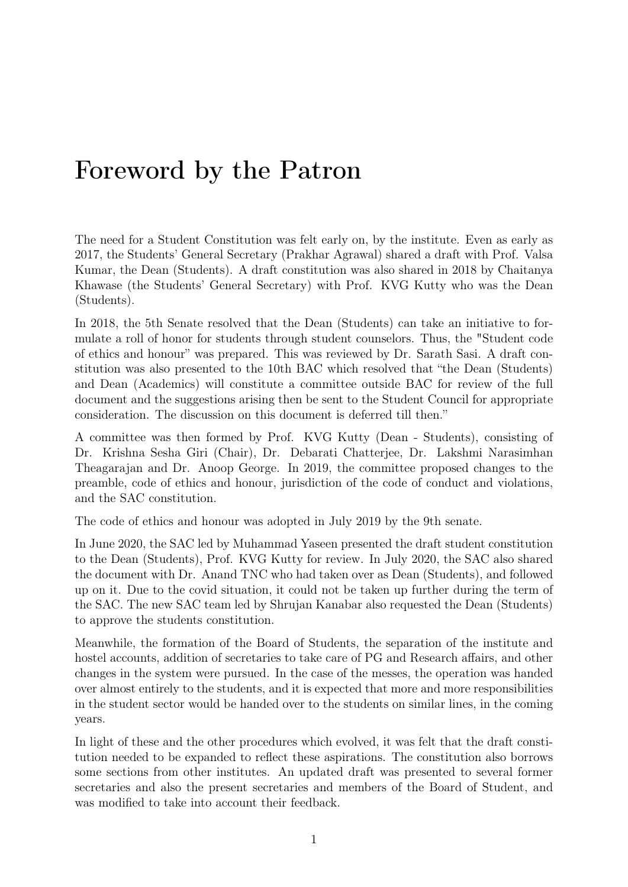# Foreword by the Patron

The need for a Student Constitution was felt early on, by the institute. Even as early as 2017, the Students' General Secretary (Prakhar Agrawal) shared a draft with Prof. Valsa Kumar, the Dean (Students). A draft constitution was also shared in 2018 by Chaitanya Khawase (the Students' General Secretary) with Prof. KVG Kutty who was the Dean (Students).

In 2018, the 5th Senate resolved that the Dean (Students) can take an initiative to formulate a roll of honor for students through student counselors. Thus, the "Student code of ethics and honour" was prepared. This was reviewed by Dr. Sarath Sasi. A draft constitution was also presented to the 10th BAC which resolved that "the Dean (Students) and Dean (Academics) will constitute a committee outside BAC for review of the full document and the suggestions arising then be sent to the Student Council for appropriate consideration. The discussion on this document is deferred till then."

A committee was then formed by Prof. KVG Kutty (Dean - Students), consisting of Dr. Krishna Sesha Giri (Chair), Dr. Debarati Chatterjee, Dr. Lakshmi Narasimhan Theagarajan and Dr. Anoop George. In 2019, the committee proposed changes to the preamble, code of ethics and honour, jurisdiction of the code of conduct and violations, and the SAC constitution.

The code of ethics and honour was adopted in July 2019 by the 9th senate.

In June 2020, the SAC led by Muhammad Yaseen presented the draft student constitution to the Dean (Students), Prof. KVG Kutty for review. In July 2020, the SAC also shared the document with Dr. Anand TNC who had taken over as Dean (Students), and followed up on it. Due to the covid situation, it could not be taken up further during the term of the SAC. The new SAC team led by Shrujan Kanabar also requested the Dean (Students) to approve the students constitution.

Meanwhile, the formation of the Board of Students, the separation of the institute and hostel accounts, addition of secretaries to take care of PG and Research affairs, and other changes in the system were pursued. In the case of the messes, the operation was handed over almost entirely to the students, and it is expected that more and more responsibilities in the student sector would be handed over to the students on similar lines, in the coming years.

In light of these and the other procedures which evolved, it was felt that the draft constitution needed to be expanded to reflect these aspirations. The constitution also borrows some sections from other institutes. An updated draft was presented to several former secretaries and also the present secretaries and members of the Board of Student, and was modified to take into account their feedback.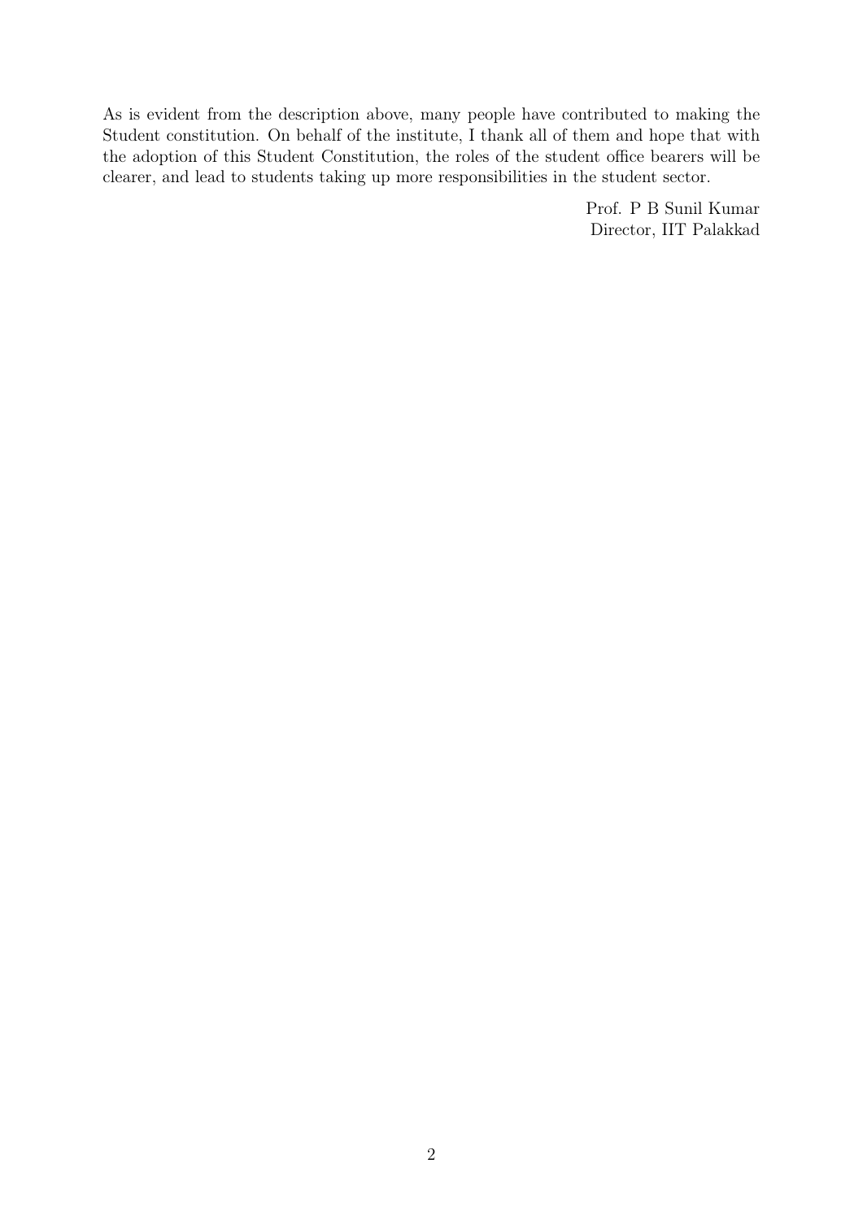As is evident from the description above, many people have contributed to making the Student constitution. On behalf of the institute, I thank all of them and hope that with the adoption of this Student Constitution, the roles of the student office bearers will be clearer, and lead to students taking up more responsibilities in the student sector.

Prof. P B Sunil Kumar
Director, IIT Palakkad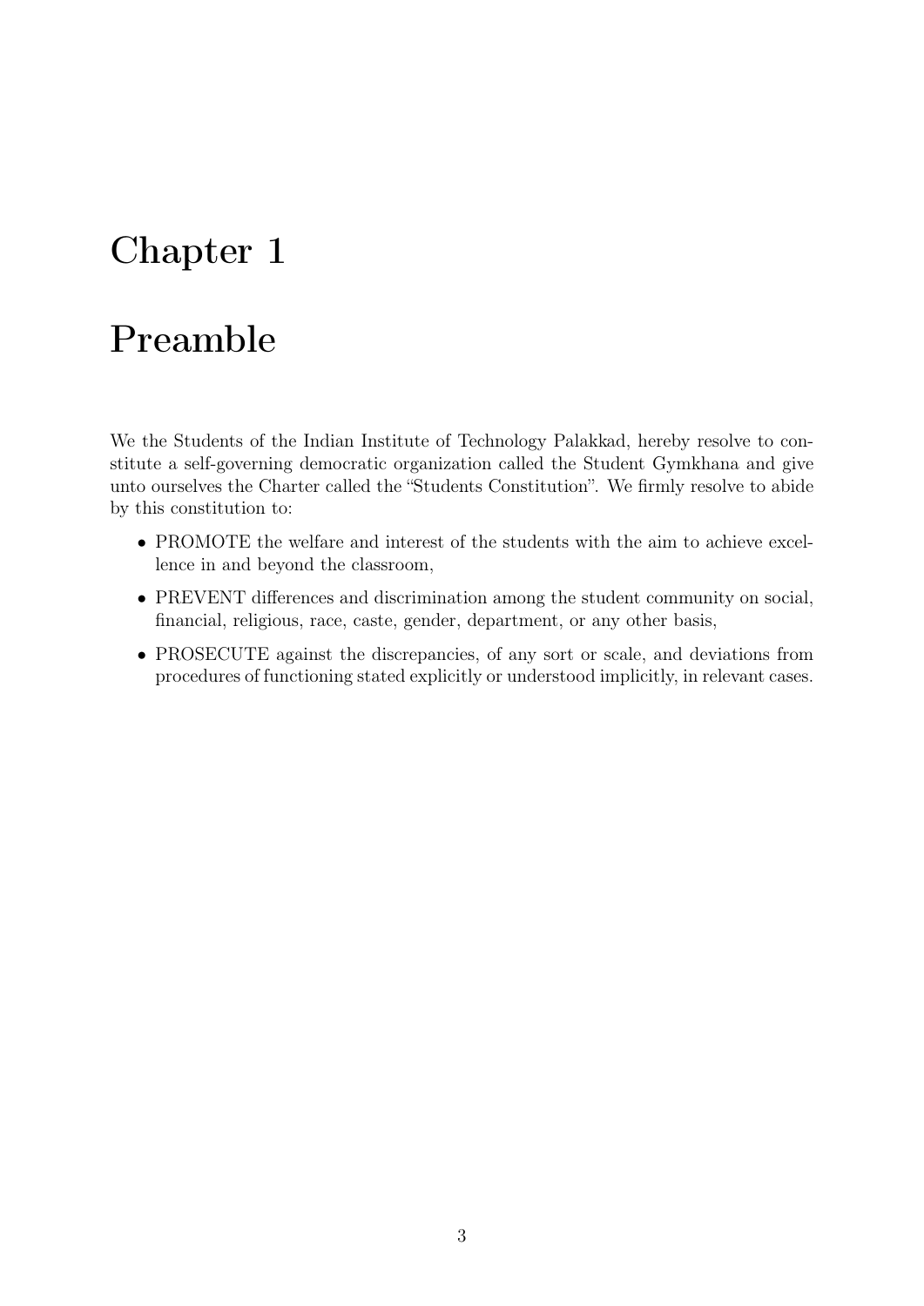# Chapter 1

# Preamble

We the Students of the Indian Institute of Technology Palakkad, hereby resolve to constitute a self-governing democratic organization called the Student Gymkhana and give unto ourselves the Charter called the "Students Constitution". We firmly resolve to abide by this constitution to:

- PROMOTE the welfare and interest of the students with the aim to achieve excellence in and beyond the classroom,
- PREVENT differences and discrimination among the student community on social, financial, religious, race, caste, gender, department, or any other basis,
- PROSECUTE against the discrepancies, of any sort or scale, and deviations from procedures of functioning stated explicitly or understood implicitly, in relevant cases.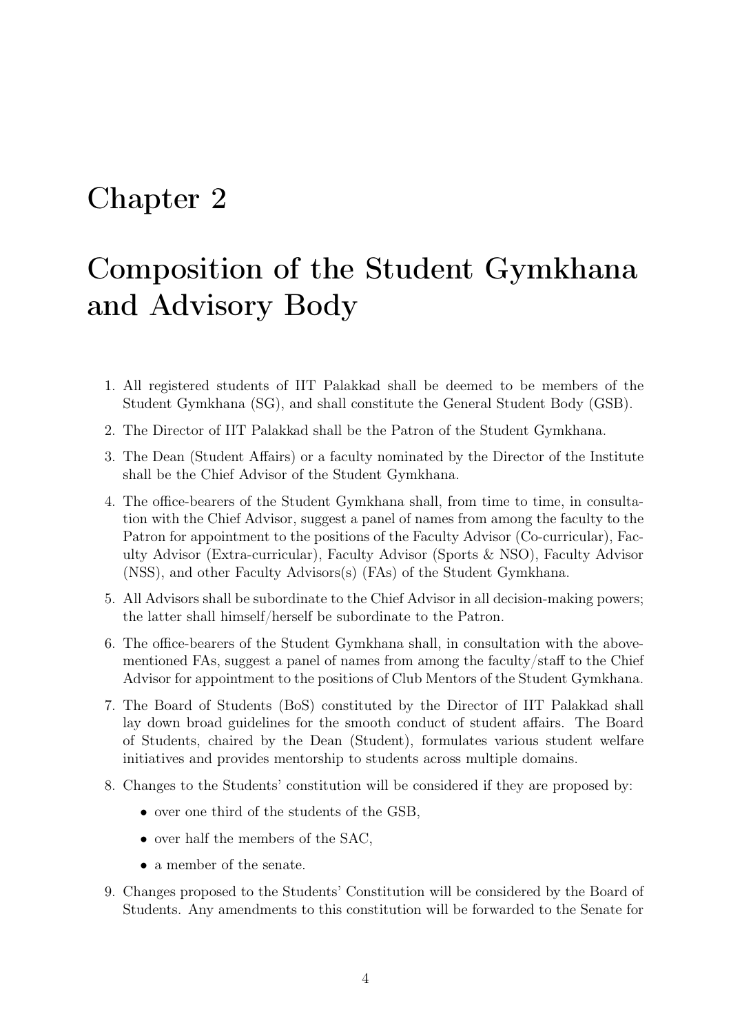# Chapter 2

# Composition of the Student Gymkhana and Advisory Body

1. All registered students of IIT Palakkad shall be deemed to be members of the Student Gymkhana (SG), and shall constitute the General Student Body (GSB).
2. The Director of IIT Palakkad shall be the Patron of the Student Gymkhana.
3. The Dean (Student Affairs) or a faculty nominated by the Director of the Institute shall be the Chief Advisor of the Student Gymkhana.
4. The office-bearers of the Student Gymkhana shall, from time to time, in consultation with the Chief Advisor, suggest a panel of names from among the faculty to the Patron for appointment to the positions of the Faculty Advisor (Co-curricular), Faculty Advisor (Extra-curricular), Faculty Advisor (Sports & NSO), Faculty Advisor (NSS), and other Faculty Advisors(s) (FAs) of the Student Gymkhana.
5. All Advisors shall be subordinate to the Chief Advisor in all decision-making powers; the latter shall himself/herself be subordinate to the Patron.
6. The office-bearers of the Student Gymkhana shall, in consultation with the above-mentioned FAs, suggest a panel of names from among the faculty/staff to the Chief Advisor for appointment to the positions of Club Mentors of the Student Gymkhana.
7. The Board of Students (BoS) constituted by the Director of IIT Palakkad shall lay down broad guidelines for the smooth conduct of student affairs. The Board of Students, chaired by the Dean (Student), formulates various student welfare initiatives and provides mentorship to students across multiple domains.
8. Changes to the Students' constitution will be considered if they are proposed by:
   - over one third of the students of the GSB,
   - over half the members of the SAC,
   - a member of the senate.
9. Changes proposed to the Students' Constitution will be considered by the Board of Students. Any amendments to this constitution will be forwarded to the Senate for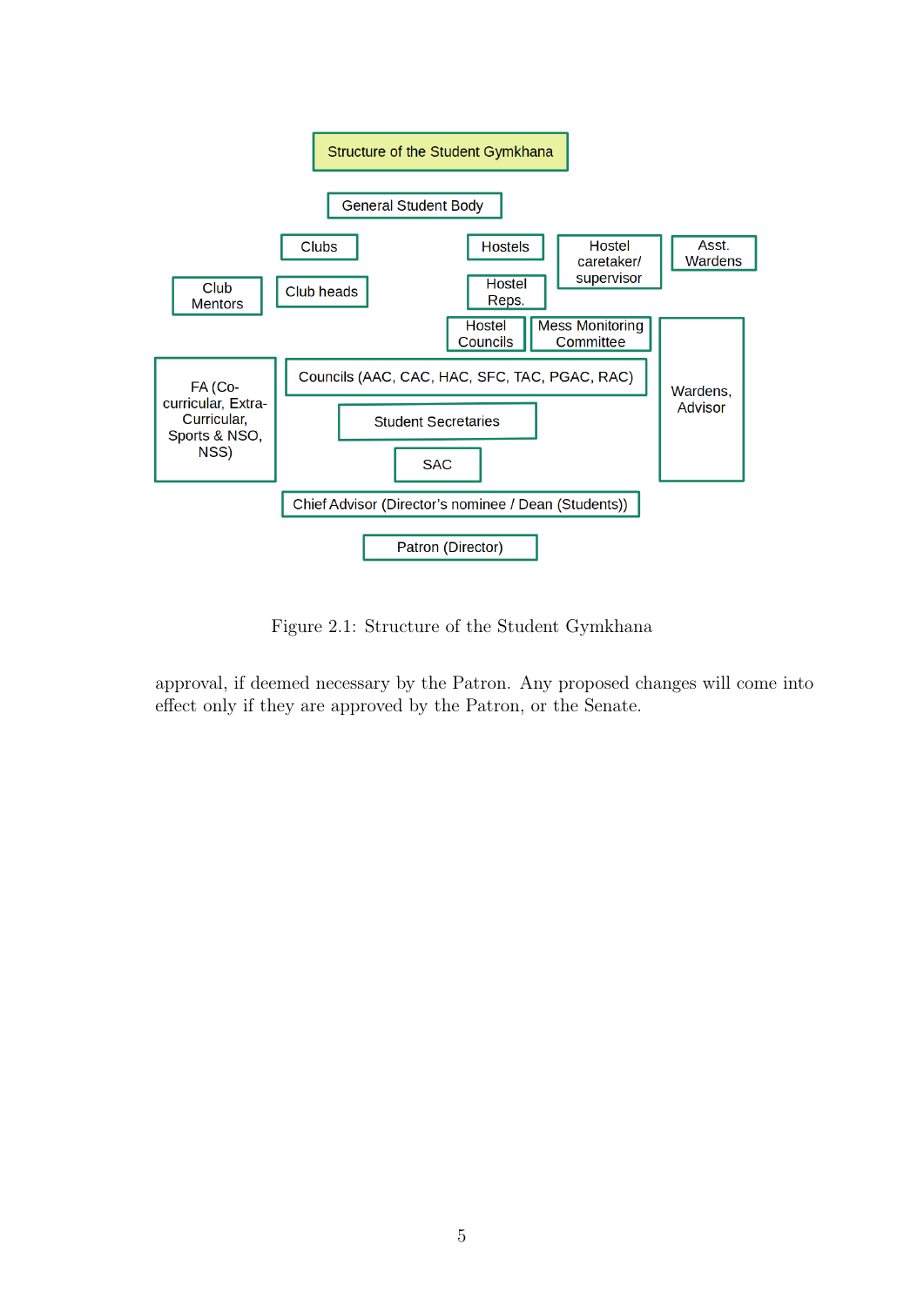Structure of the Student Gymkhana

General Student Body

Clubs

Hostels

Hostel caretaker/ supervisor

Asst. Wardens

Club Mentors

Club heads

Hostel Reps.

Hostel Councils

Mess Monitoring Committee

FA (Co-curricular, Extra-Curricular, Sports & NSO, NSS)

Councils (AAC, CAC, HAC, SFC, TAC, PGAC, RAC)

Wardens, Advisor

Student Secretaries

SAC

Chief Advisor (Director's nominee / Dean (Students))

Patron (Director)

Figure 2.1: Structure of the Student Gymkhana

approval, if deemed necessary by the Patron. Any proposed changes will come into effect only if they are approved by the Patron, or the Senate.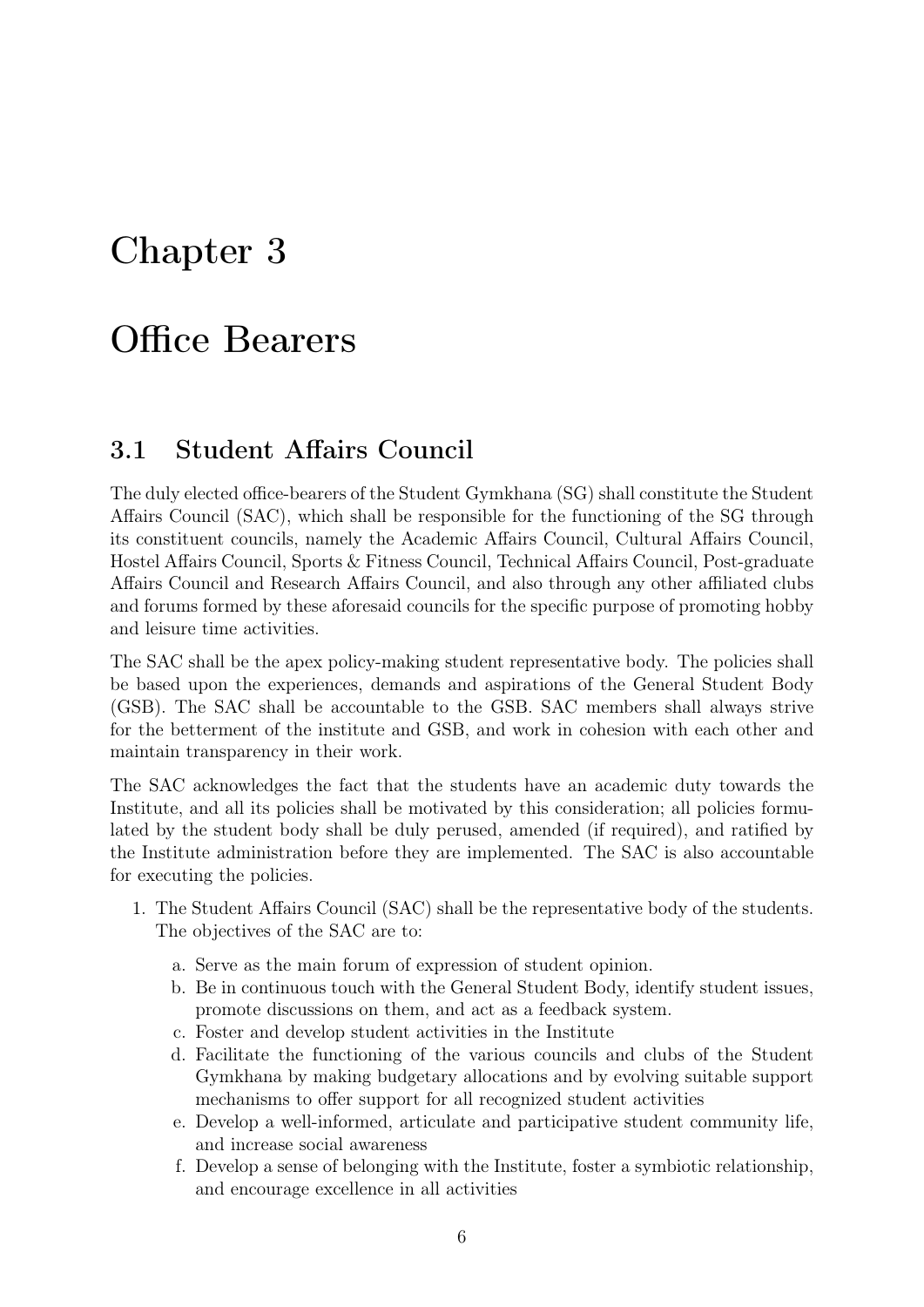# Chapter 3

# Office Bearers

## 3.1 Student Affairs Council

The duly elected office-bearers of the Student Gymkhana (SG) shall constitute the Student Affairs Council (SAC), which shall be responsible for the functioning of the SG through its constituent councils, namely the Academic Affairs Council, Cultural Affairs Council, Hostel Affairs Council, Sports & Fitness Council, Technical Affairs Council, Post-graduate Affairs Council and Research Affairs Council, and also through any other affiliated clubs and forums formed by these aforesaid councils for the specific purpose of promoting hobby and leisure time activities.

The SAC shall be the apex policy-making student representative body. The policies shall be based upon the experiences, demands and aspirations of the General Student Body (GSB). The SAC shall be accountable to the GSB. SAC members shall always strive for the betterment of the institute and GSB, and work in cohesion with each other and maintain transparency in their work.

The SAC acknowledges the fact that the students have an academic duty towards the Institute, and all its policies shall be motivated by this consideration; all policies formulated by the student body shall be duly perused, amended (if required), and ratified by the Institute administration before they are implemented. The SAC is also accountable for executing the policies.

1. The Student Affairs Council (SAC) shall be the representative body of the students. The objectives of the SAC are to:

    a. Serve as the main forum of expression of student opinion.
    b. Be in continuous touch with the General Student Body, identify student issues, promote discussions on them, and act as a feedback system.
    c. Foster and develop student activities in the Institute
    d. Facilitate the functioning of the various councils and clubs of the Student Gymkhana by making budgetary allocations and by evolving suitable support mechanisms to offer support for all recognized student activities
    e. Develop a well-informed, articulate and participative student community life, and increase social awareness
    f. Develop a sense of belonging with the Institute, foster a symbiotic relationship, and encourage excellence in all activities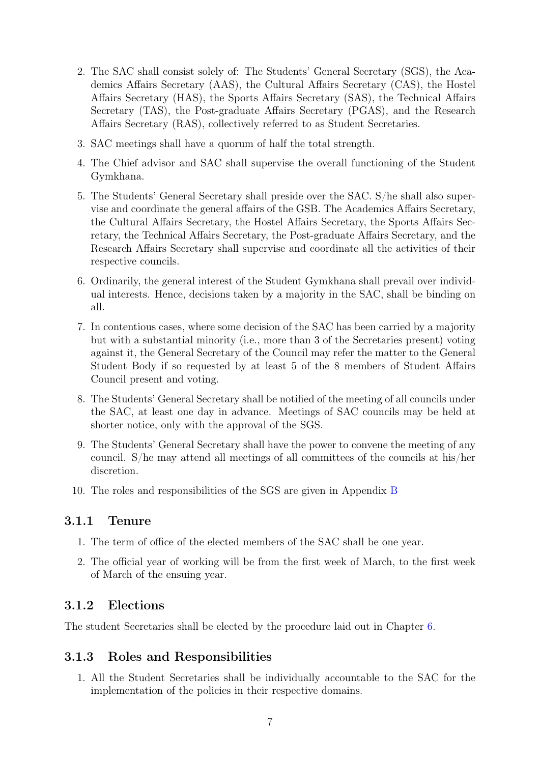2. The SAC shall consist solely of: The Students' General Secretary (SGS), the Academics Affairs Secretary (AAS), the Cultural Affairs Secretary (CAS), the Hostel Affairs Secretary (HAS), the Sports Affairs Secretary (SAS), the Technical Affairs Secretary (TAS), the Post-graduate Affairs Secretary (PGAS), and the Research Affairs Secretary (RAS), collectively referred to as Student Secretaries.
3. SAC meetings shall have a quorum of half the total strength.
4. The Chief advisor and SAC shall supervise the overall functioning of the Student Gymkhana.
5. The Students' General Secretary shall preside over the SAC. S/he shall also supervise and coordinate the general affairs of the GSB. The Academics Affairs Secretary, the Cultural Affairs Secretary, the Hostel Affairs Secretary, the Sports Affairs Secretary, the Technical Affairs Secretary, the Post-graduate Affairs Secretary, and the Research Affairs Secretary shall supervise and coordinate all the activities of their respective councils.
6. Ordinarily, the general interest of the Student Gymkhana shall prevail over individual interests. Hence, decisions taken by a majority in the SAC, shall be binding on all.
7. In contentious cases, where some decision of the SAC has been carried by a majority but with a substantial minority (i.e., more than 3 of the Secretaries present) voting against it, the General Secretary of the Council may refer the matter to the General Student Body if so requested by at least 5 of the 8 members of Student Affairs Council present and voting.
8. The Students' General Secretary shall be notified of the meeting of all councils under the SAC, at least one day in advance. Meetings of SAC councils may be held at shorter notice, only with the approval of the SGS.
9. The Students' General Secretary shall have the power to convene the meeting of any council. S/he may attend all meetings of all committees of the councils at his/her discretion.
10. The roles and responsibilities of the SGS are given in Appendix B

### 3.1.1 Tenure

1. The term of office of the elected members of the SAC shall be one year.
2. The official year of working will be from the first week of March, to the first week of March of the ensuing year.

### 3.1.2 Elections

The student Secretaries shall be elected by the procedure laid out in Chapter 6.

### 3.1.3 Roles and Responsibilities

1. All the Student Secretaries shall be individually accountable to the SAC for the implementation of the policies in their respective domains.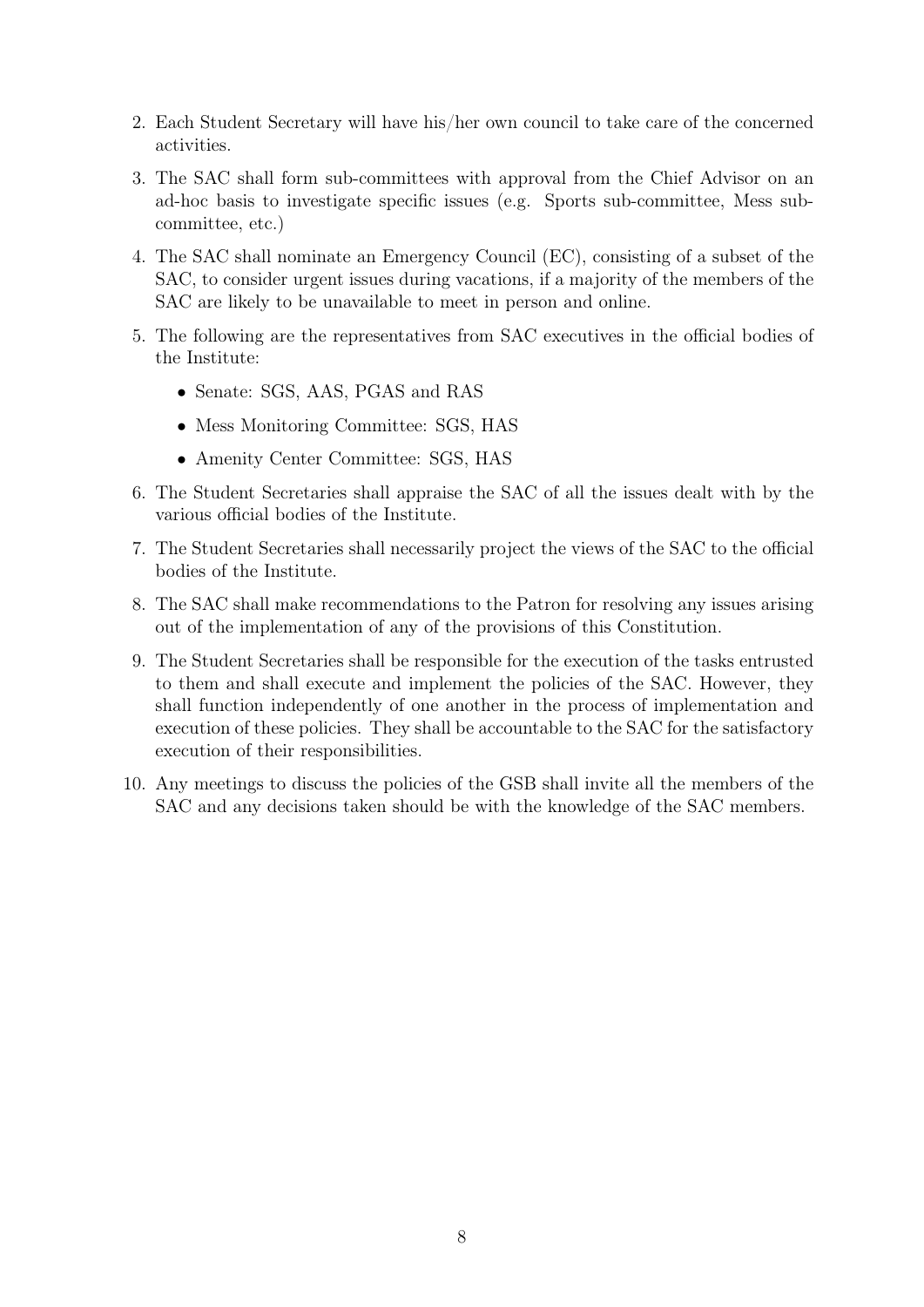2. Each Student Secretary will have his/her own council to take care of the concerned activities.
3. The SAC shall form sub-committees with approval from the Chief Advisor on an ad-hoc basis to investigate specific issues (e.g. Sports sub-committee, Mess sub-committee, etc.)
4. The SAC shall nominate an Emergency Council (EC), consisting of a subset of the SAC, to consider urgent issues during vacations, if a majority of the members of the SAC are likely to be unavailable to meet in person and online.
5. The following are the representatives from SAC executives in the official bodies of the Institute:
   - Senate: SGS, AAS, PGAS and RAS
   - Mess Monitoring Committee: SGS, HAS
   - Amenity Center Committee: SGS, HAS
6. The Student Secretaries shall appraise the SAC of all the issues dealt with by the various official bodies of the Institute.
7. The Student Secretaries shall necessarily project the views of the SAC to the official bodies of the Institute.
8. The SAC shall make recommendations to the Patron for resolving any issues arising out of the implementation of any of the provisions of this Constitution.
9. The Student Secretaries shall be responsible for the execution of the tasks entrusted to them and shall execute and implement the policies of the SAC. However, they shall function independently of one another in the process of implementation and execution of these policies. They shall be accountable to the SAC for the satisfactory execution of their responsibilities.
10. Any meetings to discuss the policies of the GSB shall invite all the members of the SAC and any decisions taken should be with the knowledge of the SAC members.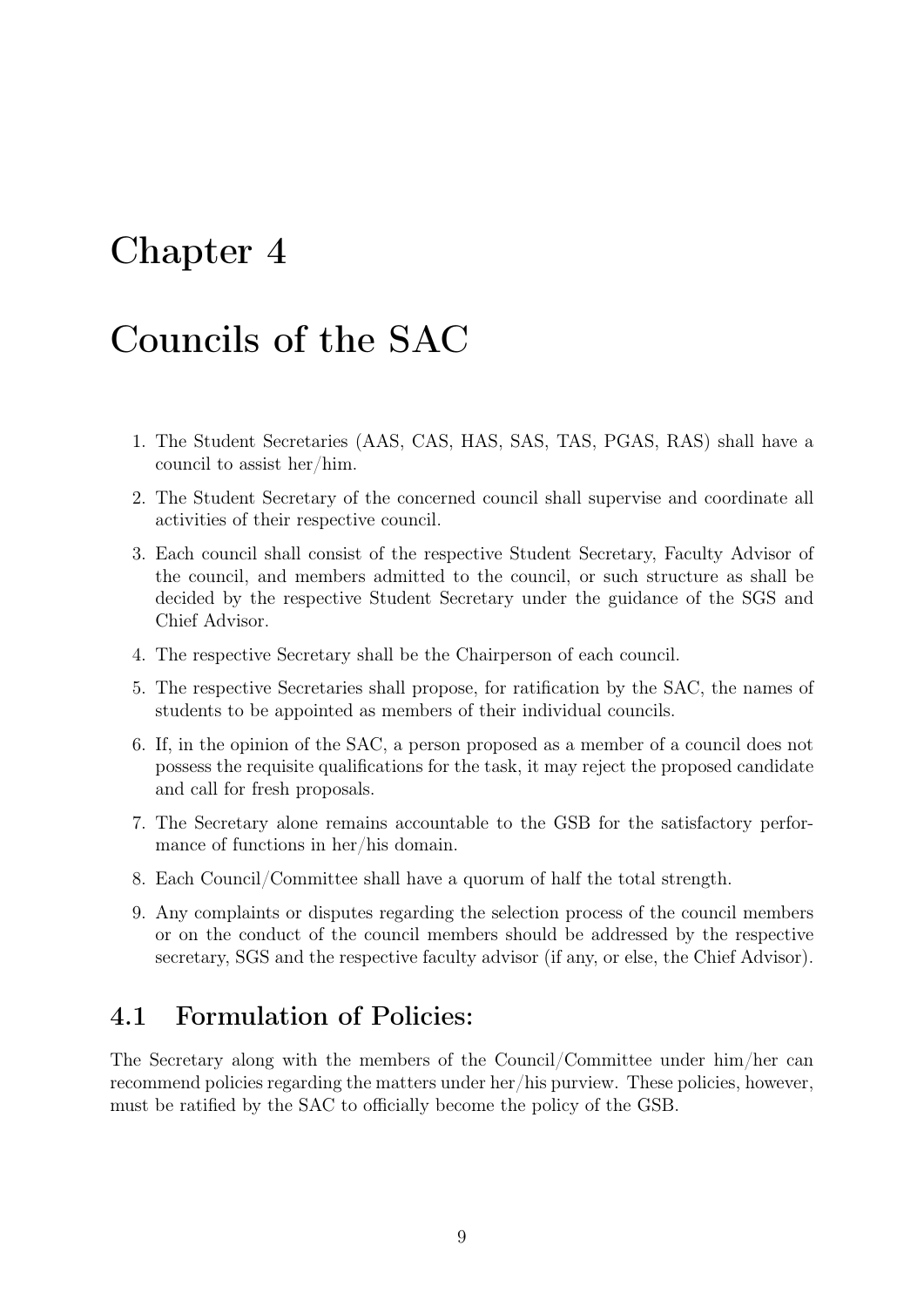# Chapter 4

# Councils of the SAC

1. The Student Secretaries (AAS, CAS, HAS, SAS, TAS, PGAS, RAS) shall have a council to assist her/him.
2. The Student Secretary of the concerned council shall supervise and coordinate all activities of their respective council.
3. Each council shall consist of the respective Student Secretary, Faculty Advisor of the council, and members admitted to the council, or such structure as shall be decided by the respective Student Secretary under the guidance of the SGS and Chief Advisor.
4. The respective Secretary shall be the Chairperson of each council.
5. The respective Secretaries shall propose, for ratification by the SAC, the names of students to be appointed as members of their individual councils.
6. If, in the opinion of the SAC, a person proposed as a member of a council does not possess the requisite qualifications for the task, it may reject the proposed candidate and call for fresh proposals.
7. The Secretary alone remains accountable to the GSB for the satisfactory performance of functions in her/his domain.
8. Each Council/Committee shall have a quorum of half the total strength.
9. Any complaints or disputes regarding the selection process of the council members or on the conduct of the council members should be addressed by the respective secretary, SGS and the respective faculty advisor (if any, or else, the Chief Advisor).

## 4.1 Formulation of Policies:

The Secretary along with the members of the Council/Committee under him/her can recommend policies regarding the matters under her/his purview. These policies, however, must be ratified by the SAC to officially become the policy of the GSB.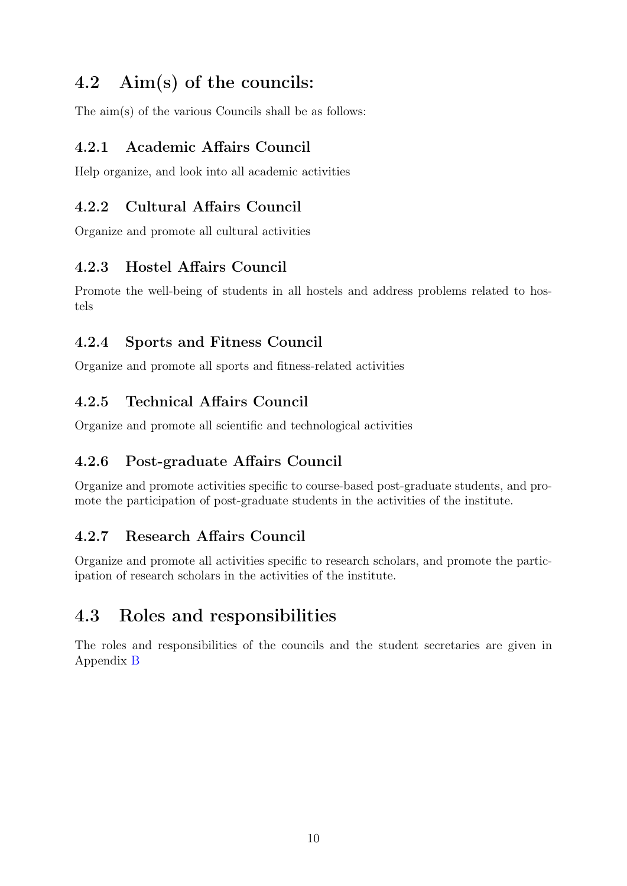## 4.2 Aim(s) of the councils:

The aim(s) of the various Councils shall be as follows:

### 4.2.1 Academic Affairs Council

Help organize, and look into all academic activities

### 4.2.2 Cultural Affairs Council

Organize and promote all cultural activities

### 4.2.3 Hostel Affairs Council

Promote the well-being of students in all hostels and address problems related to hostels

### 4.2.4 Sports and Fitness Council

Organize and promote all sports and fitness-related activities

### 4.2.5 Technical Affairs Council

Organize and promote all scientific and technological activities

### 4.2.6 Post-graduate Affairs Council

Organize and promote activities specific to course-based post-graduate students, and promote the participation of post-graduate students in the activities of the institute.

### 4.2.7 Research Affairs Council

Organize and promote all activities specific to research scholars, and promote the participation of research scholars in the activities of the institute.

## 4.3 Roles and responsibilities

The roles and responsibilities of the councils and the student secretaries are given in Appendix B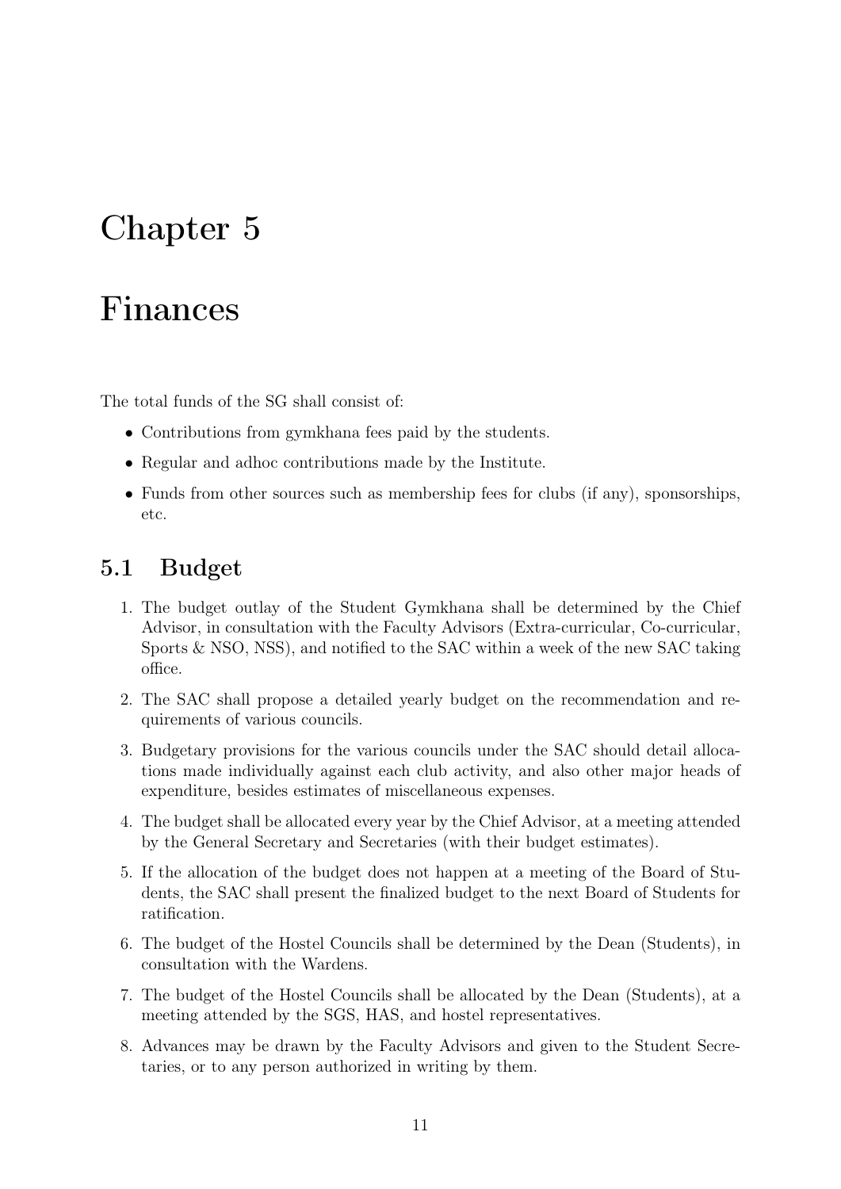# Chapter 5

# Finances

The total funds of the SG shall consist of:

- Contributions from gymkhana fees paid by the students.
- Regular and adhoc contributions made by the Institute.
- Funds from other sources such as membership fees for clubs (if any), sponsorships, etc.

## 5.1 Budget

1. The budget outlay of the Student Gymkhana shall be determined by the Chief Advisor, in consultation with the Faculty Advisors (Extra-curricular, Co-curricular, Sports & NSO, NSS), and notified to the SAC within a week of the new SAC taking office.
2. The SAC shall propose a detailed yearly budget on the recommendation and requirements of various councils.
3. Budgetary provisions for the various councils under the SAC should detail allocations made individually against each club activity, and also other major heads of expenditure, besides estimates of miscellaneous expenses.
4. The budget shall be allocated every year by the Chief Advisor, at a meeting attended by the General Secretary and Secretaries (with their budget estimates).
5. If the allocation of the budget does not happen at a meeting of the Board of Students, the SAC shall present the finalized budget to the next Board of Students for ratification.
6. The budget of the Hostel Councils shall be determined by the Dean (Students), in consultation with the Wardens.
7. The budget of the Hostel Councils shall be allocated by the Dean (Students), at a meeting attended by the SGS, HAS, and hostel representatives.
8. Advances may be drawn by the Faculty Advisors and given to the Student Secretaries, or to any person authorized in writing by them.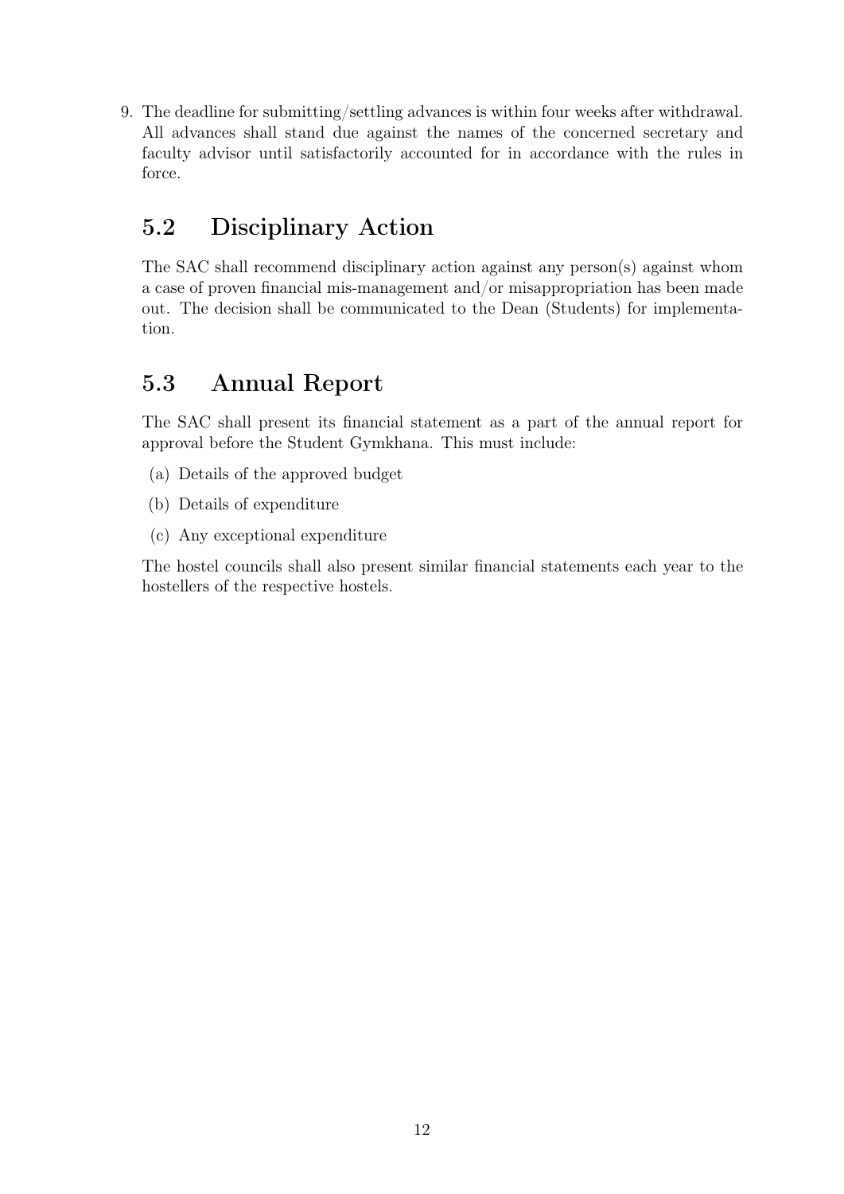9. The deadline for submitting/settling advances is within four weeks after withdrawal. All advances shall stand due against the names of the concerned secretary and faculty advisor until satisfactorily accounted for in accordance with the rules in force.

## 5.2 Disciplinary Action

The SAC shall recommend disciplinary action against any person(s) against whom a case of proven financial mis-management and/or misappropriation has been made out. The decision shall be communicated to the Dean (Students) for implementation.

## 5.3 Annual Report

The SAC shall present its financial statement as a part of the annual report for approval before the Student Gymkhana. This must include:

(a) Details of the approved budget

(b) Details of expenditure

(c) Any exceptional expenditure

The hostel councils shall also present similar financial statements each year to the hostellers of the respective hostels.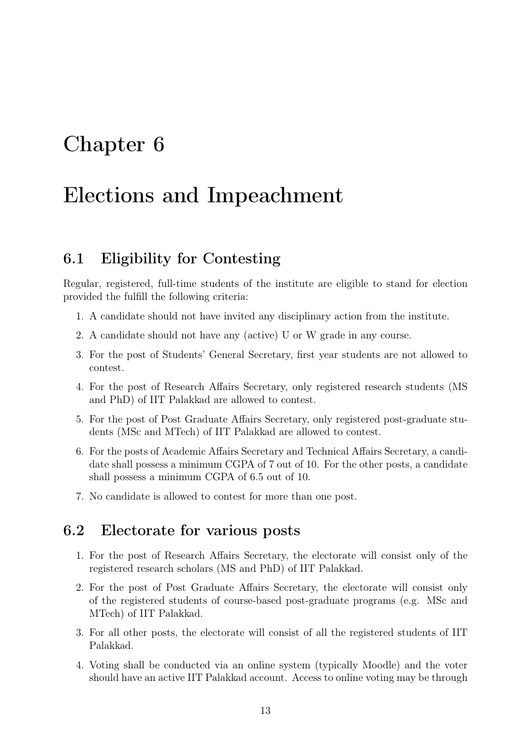# Chapter 6

# Elections and Impeachment

## 6.1 Eligibility for Contesting

Regular, registered, full-time students of the institute are eligible to stand for election provided the fulfill the following criteria:

1. A candidate should not have invited any disciplinary action from the institute.
2. A candidate should not have any (active) U or W grade in any course.
3. For the post of Students' General Secretary, first year students are not allowed to contest.
4. For the post of Research Affairs Secretary, only registered research students (MS and PhD) of IIT Palakkad are allowed to contest.
5. For the post of Post Graduate Affairs Secretary, only registered post-graduate students (MSc and MTech) of IIT Palakkad are allowed to contest.
6. For the posts of Academic Affairs Secretary and Technical Affairs Secretary, a candidate shall possess a minimum CGPA of 7 out of 10. For the other posts, a candidate shall possess a minimum CGPA of 6.5 out of 10.
7. No candidate is allowed to contest for more than one post.

## 6.2 Electorate for various posts

1. For the post of Research Affairs Secretary, the electorate will consist only of the registered research scholars (MS and PhD) of IIT Palakkad.
2. For the post of Post Graduate Affairs Secretary, the electorate will consist only of the registered students of course-based post-graduate programs (e.g. MSc and MTech) of IIT Palakkad.
3. For all other posts, the electorate will consist of all the registered students of IIT Palakkad.
4. Voting shall be conducted via an online system (typically Moodle) and the voter should have an active IIT Palakkad account. Access to online voting may be through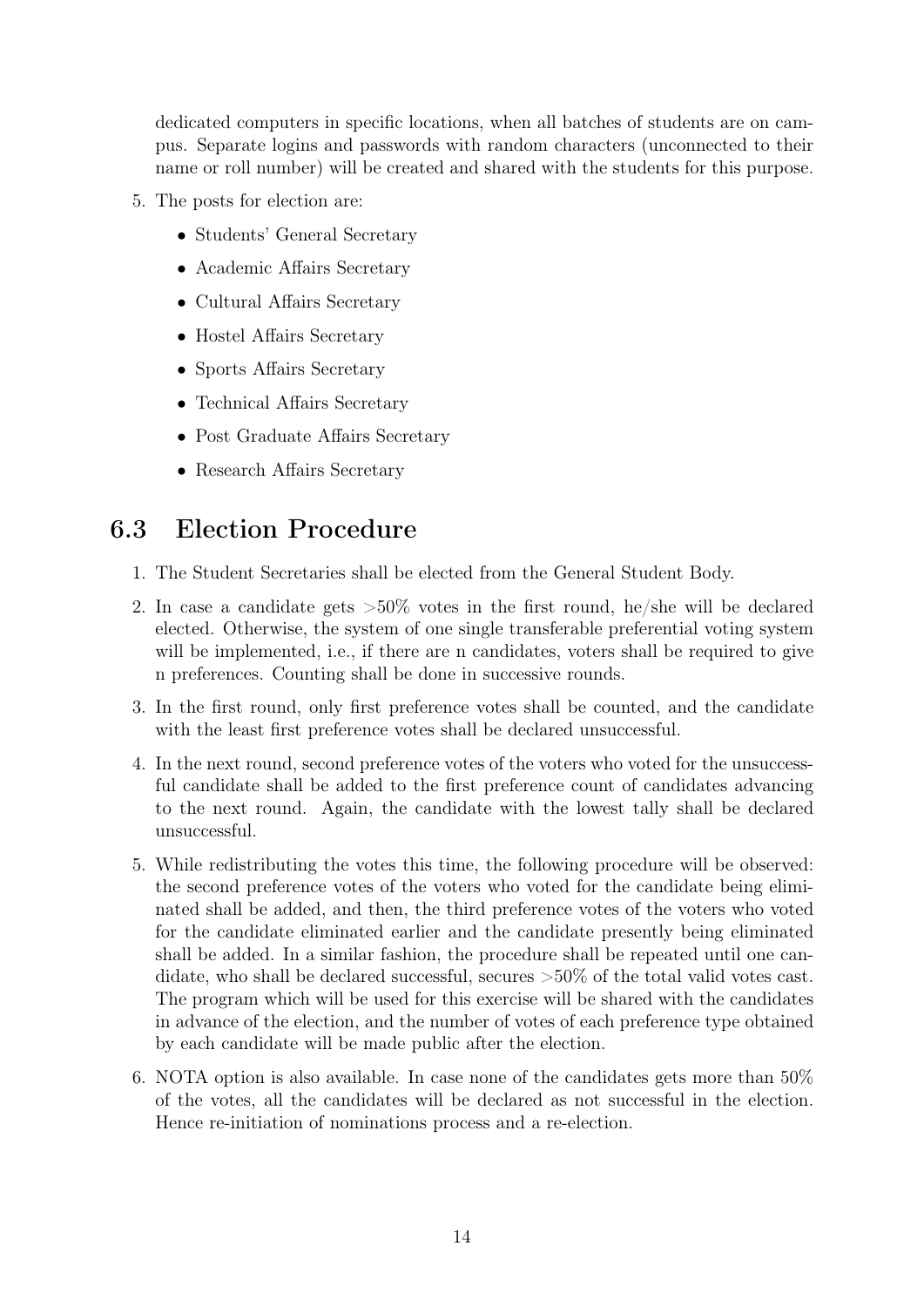dedicated computers in specific locations, when all batches of students are on campus. Separate logins and passwords with random characters (unconnected to their name or roll number) will be created and shared with the students for this purpose.

5. The posts for election are:
   - Students' General Secretary
   - Academic Affairs Secretary
   - Cultural Affairs Secretary
   - Hostel Affairs Secretary
   - Sports Affairs Secretary
   - Technical Affairs Secretary
   - Post Graduate Affairs Secretary
   - Research Affairs Secretary

## 6.3 Election Procedure

1. The Student Secretaries shall be elected from the General Student Body.
2. In case a candidate gets >50% votes in the first round, he/she will be declared elected. Otherwise, the system of one single transferable preferential voting system will be implemented, i.e., if there are n candidates, voters shall be required to give n preferences. Counting shall be done in successive rounds.
3. In the first round, only first preference votes shall be counted, and the candidate with the least first preference votes shall be declared unsuccessful.
4. In the next round, second preference votes of the voters who voted for the unsuccessful candidate shall be added to the first preference count of candidates advancing to the next round. Again, the candidate with the lowest tally shall be declared unsuccessful.
5. While redistributing the votes this time, the following procedure will be observed: the second preference votes of the voters who voted for the candidate being eliminated shall be added, and then, the third preference votes of the voters who voted for the candidate eliminated earlier and the candidate presently being eliminated shall be added. In a similar fashion, the procedure shall be repeated until one candidate, who shall be declared successful, secures >50% of the total valid votes cast. The program which will be used for this exercise will be shared with the candidates in advance of the election, and the number of votes of each preference type obtained by each candidate will be made public after the election.
6. NOTA option is also available. In case none of the candidates gets more than 50% of the votes, all the candidates will be declared as not successful in the election. Hence re-initiation of nominations process and a re-election.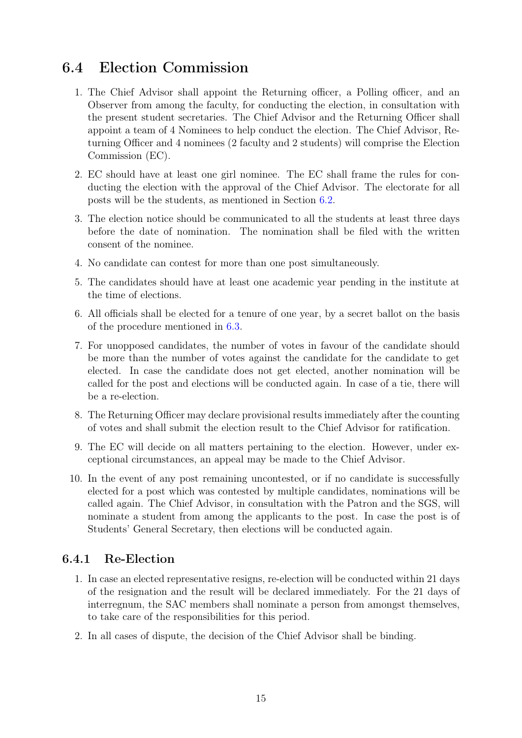## 6.4 Election Commission

1. The Chief Advisor shall appoint the Returning officer, a Polling officer, and an Observer from among the faculty, for conducting the election, in consultation with the present student secretaries. The Chief Advisor and the Returning Officer shall appoint a team of 4 Nominees to help conduct the election. The Chief Advisor, Returning Officer and 4 nominees (2 faculty and 2 students) will comprise the Election Commission (EC).
2. EC should have at least one girl nominee. The EC shall frame the rules for conducting the election with the approval of the Chief Advisor. The electorate for all posts will be the students, as mentioned in Section 6.2.
3. The election notice should be communicated to all the students at least three days before the date of nomination. The nomination shall be filed with the written consent of the nominee.
4. No candidate can contest for more than one post simultaneously.
5. The candidates should have at least one academic year pending in the institute at the time of elections.
6. All officials shall be elected for a tenure of one year, by a secret ballot on the basis of the procedure mentioned in 6.3.
7. For unopposed candidates, the number of votes in favour of the candidate should be more than the number of votes against the candidate for the candidate to get elected. In case the candidate does not get elected, another nomination will be called for the post and elections will be conducted again. In case of a tie, there will be a re-election.
8. The Returning Officer may declare provisional results immediately after the counting of votes and shall submit the election result to the Chief Advisor for ratification.
9. The EC will decide on all matters pertaining to the election. However, under exceptional circumstances, an appeal may be made to the Chief Advisor.
10. In the event of any post remaining uncontested, or if no candidate is successfully elected for a post which was contested by multiple candidates, nominations will be called again. The Chief Advisor, in consultation with the Patron and the SGS, will nominate a student from among the applicants to the post. In case the post is of Students' General Secretary, then elections will be conducted again.

### 6.4.1 Re-Election

1. In case an elected representative resigns, re-election will be conducted within 21 days of the resignation and the result will be declared immediately. For the 21 days of interregnum, the SAC members shall nominate a person from amongst themselves, to take care of the responsibilities for this period.
2. In all cases of dispute, the decision of the Chief Advisor shall be binding.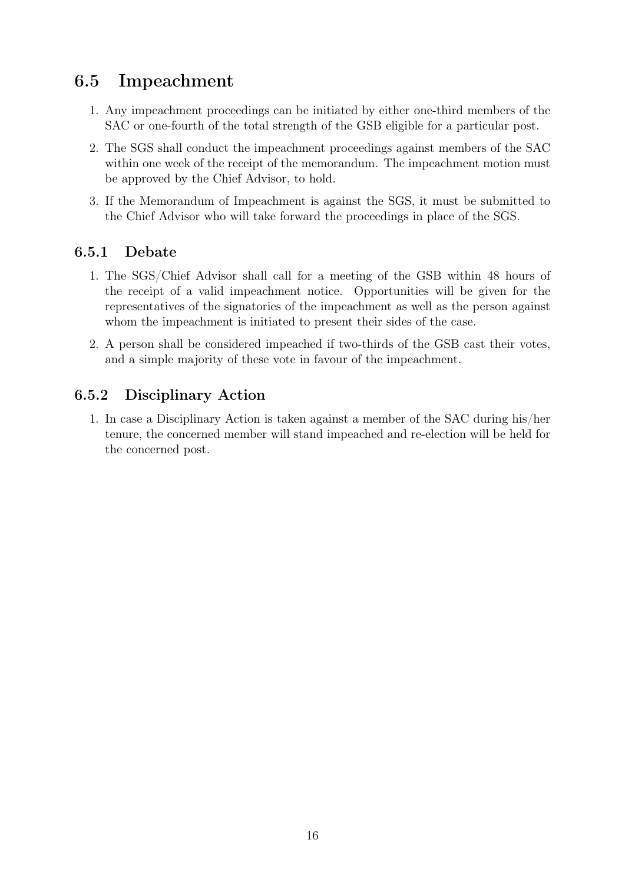## 6.5 Impeachment

1. Any impeachment proceedings can be initiated by either one-third members of the SAC or one-fourth of the total strength of the GSB eligible for a particular post.
2. The SGS shall conduct the impeachment proceedings against members of the SAC within one week of the receipt of the memorandum. The impeachment motion must be approved by the Chief Advisor, to hold.
3. If the Memorandum of Impeachment is against the SGS, it must be submitted to the Chief Advisor who will take forward the proceedings in place of the SGS.

### 6.5.1 Debate

1. The SGS/Chief Advisor shall call for a meeting of the GSB within 48 hours of the receipt of a valid impeachment notice. Opportunities will be given for the representatives of the signatories of the impeachment as well as the person against whom the impeachment is initiated to present their sides of the case.
2. A person shall be considered impeached if two-thirds of the GSB cast their votes, and a simple majority of these vote in favour of the impeachment.

### 6.5.2 Disciplinary Action

1. In case a Disciplinary Action is taken against a member of the SAC during his/her tenure, the concerned member will stand impeached and re-election will be held for the concerned post.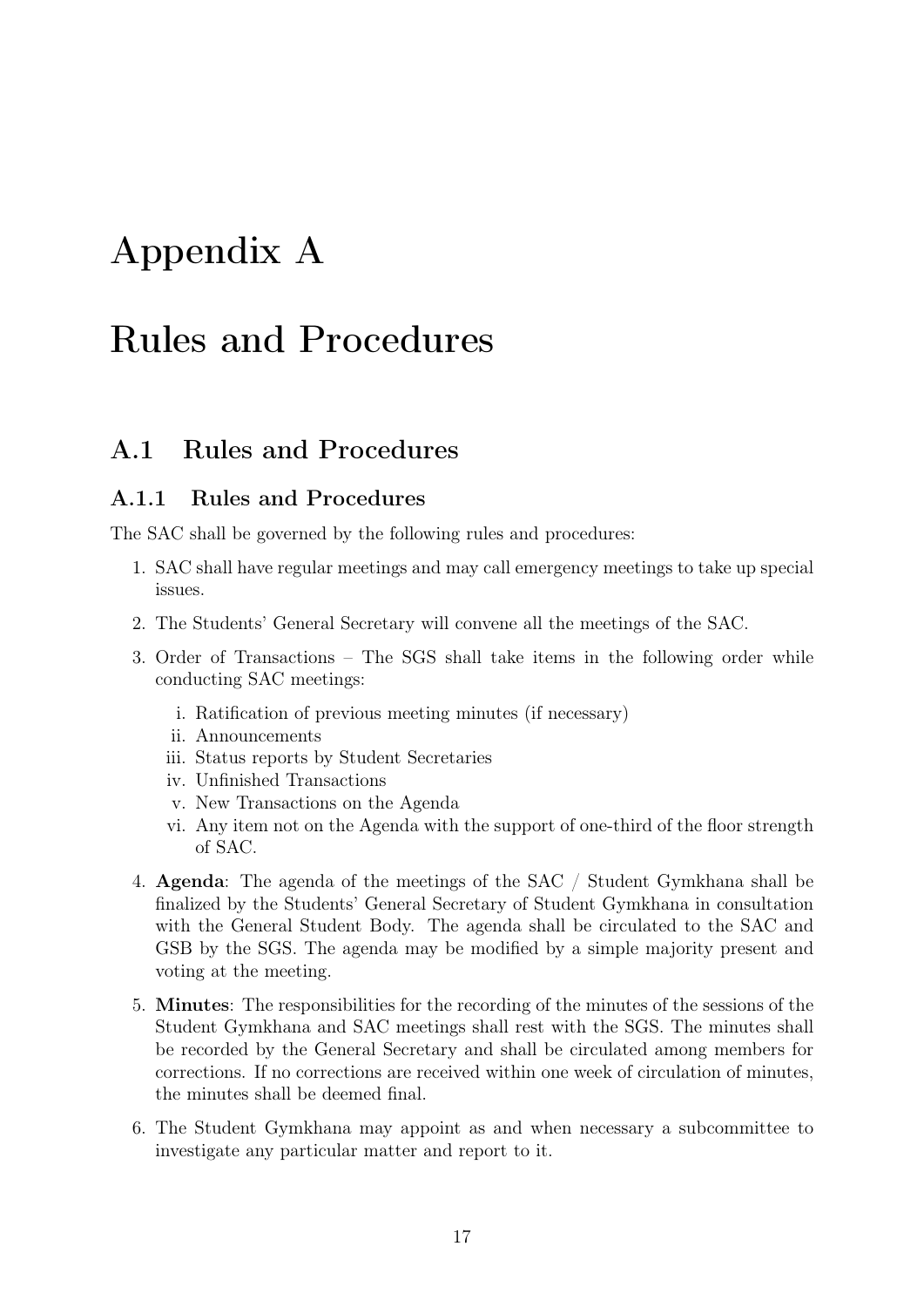# Appendix A

# Rules and Procedures

## A.1 Rules and Procedures

### A.1.1 Rules and Procedures

The SAC shall be governed by the following rules and procedures:

1. SAC shall have regular meetings and may call emergency meetings to take up special issues.
2. The Students' General Secretary will convene all the meetings of the SAC.
3. Order of Transactions – The SGS shall take items in the following order while conducting SAC meetings:
   i. Ratification of previous meeting minutes (if necessary)
   ii. Announcements
   iii. Status reports by Student Secretaries
   iv. Unfinished Transactions
   v. New Transactions on the Agenda
   vi. Any item not on the Agenda with the support of one-third of the floor strength of SAC.
4. **Agenda**: The agenda of the meetings of the SAC / Student Gymkhana shall be finalized by the Students' General Secretary of Student Gymkhana in consultation with the General Student Body. The agenda shall be circulated to the SAC and GSB by the SGS. The agenda may be modified by a simple majority present and voting at the meeting.
5. **Minutes**: The responsibilities for the recording of the minutes of the sessions of the Student Gymkhana and SAC meetings shall rest with the SGS. The minutes shall be recorded by the General Secretary and shall be circulated among members for corrections. If no corrections are received within one week of circulation of minutes, the minutes shall be deemed final.
6. The Student Gymkhana may appoint as and when necessary a subcommittee to investigate any particular matter and report to it.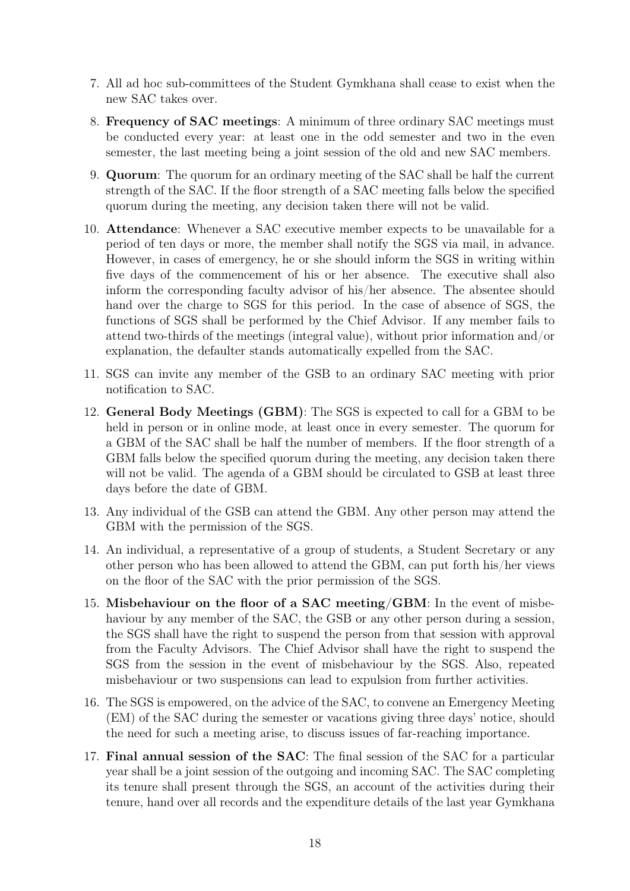7. All ad hoc sub-committees of the Student Gymkhana shall cease to exist when the new SAC takes over.
8. **Frequency of SAC meetings**: A minimum of three ordinary SAC meetings must be conducted every year: at least one in the odd semester and two in the even semester, the last meeting being a joint session of the old and new SAC members.
9. **Quorum**: The quorum for an ordinary meeting of the SAC shall be half the current strength of the SAC. If the floor strength of a SAC meeting falls below the specified quorum during the meeting, any decision taken there will not be valid.
10. **Attendance**: Whenever a SAC executive member expects to be unavailable for a period of ten days or more, the member shall notify the SGS via mail, in advance. However, in cases of emergency, he or she should inform the SGS in writing within five days of the commencement of his or her absence. The executive shall also inform the corresponding faculty advisor of his/her absence. The absentee should hand over the charge to SGS for this period. In the case of absence of SGS, the functions of SGS shall be performed by the Chief Advisor. If any member fails to attend two-thirds of the meetings (integral value), without prior information and/or explanation, the defaulter stands automatically expelled from the SAC.
11. SGS can invite any member of the GSB to an ordinary SAC meeting with prior notification to SAC.
12. **General Body Meetings (GBM)**: The SGS is expected to call for a GBM to be held in person or in online mode, at least once in every semester. The quorum for a GBM of the SAC shall be half the number of members. If the floor strength of a GBM falls below the specified quorum during the meeting, any decision taken there will not be valid. The agenda of a GBM should be circulated to GSB at least three days before the date of GBM.
13. Any individual of the GSB can attend the GBM. Any other person may attend the GBM with the permission of the SGS.
14. An individual, a representative of a group of students, a Student Secretary or any other person who has been allowed to attend the GBM, can put forth his/her views on the floor of the SAC with the prior permission of the SGS.
15. **Misbehaviour on the floor of a SAC meeting/GBM**: In the event of misbehaviour by any member of the SAC, the GSB or any other person during a session, the SGS shall have the right to suspend the person from that session with approval from the Faculty Advisors. The Chief Advisor shall have the right to suspend the SGS from the session in the event of misbehaviour by the SGS. Also, repeated misbehaviour or two suspensions can lead to expulsion from further activities.
16. The SGS is empowered, on the advice of the SAC, to convene an Emergency Meeting (EM) of the SAC during the semester or vacations giving three days' notice, should the need for such a meeting arise, to discuss issues of far-reaching importance.
17. **Final annual session of the SAC**: The final session of the SAC for a particular year shall be a joint session of the outgoing and incoming SAC. The SAC completing its tenure shall present through the SGS, an account of the activities during their tenure, hand over all records and the expenditure details of the last year Gymkhana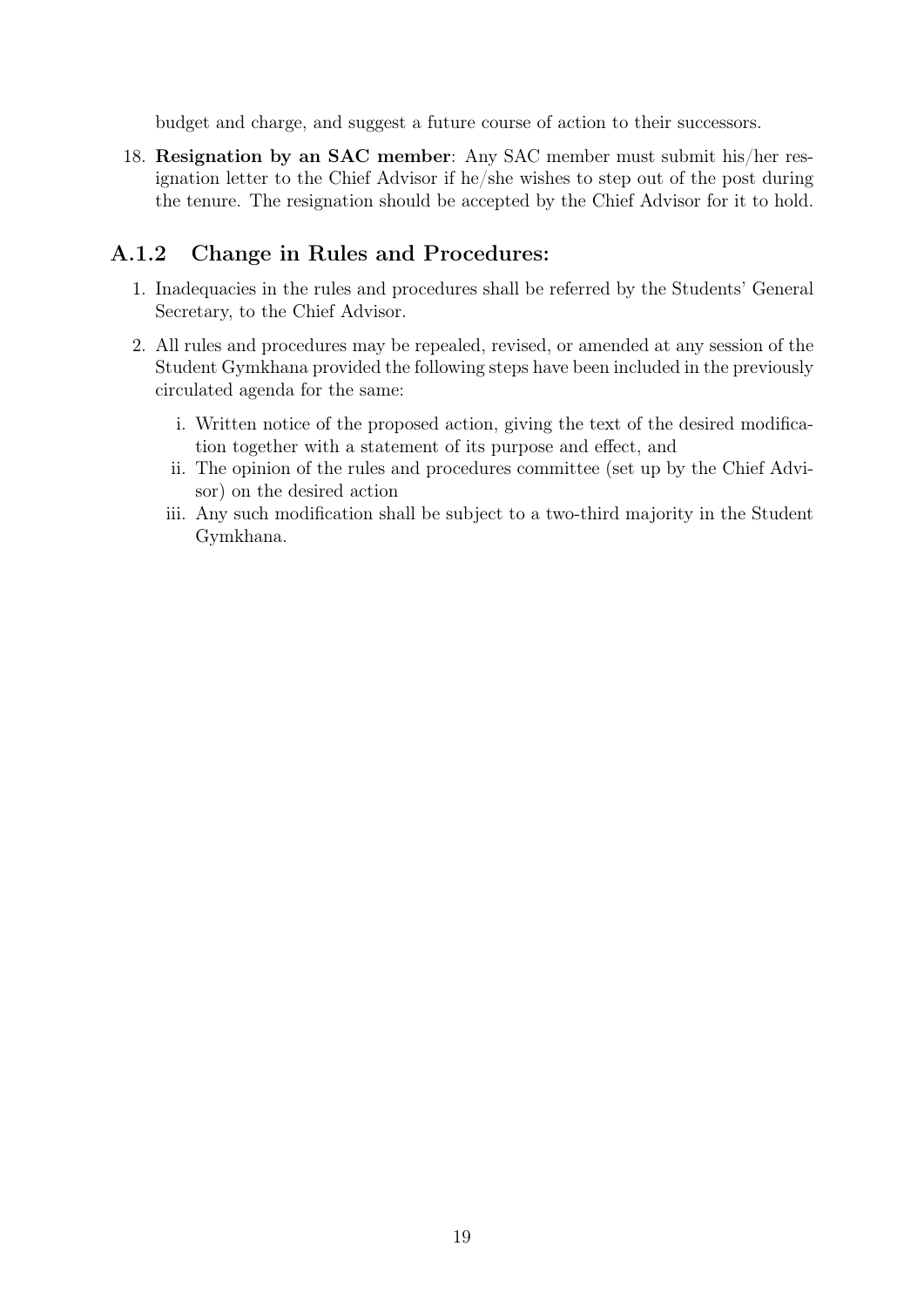budget and charge, and suggest a future course of action to their successors.

18. **Resignation by an SAC member**: Any SAC member must submit his/her resignation letter to the Chief Advisor if he/she wishes to step out of the post during the tenure. The resignation should be accepted by the Chief Advisor for it to hold.

### A.1.2 Change in Rules and Procedures:

1. Inadequacies in the rules and procedures shall be referred by the Students' General Secretary, to the Chief Advisor.
2. All rules and procedures may be repealed, revised, or amended at any session of the Student Gymkhana provided the following steps have been included in the previously circulated agenda for the same:
   1. Written notice of the proposed action, giving the text of the desired modification together with a statement of its purpose and effect, and
   2. The opinion of the rules and procedures committee (set up by the Chief Advisor) on the desired action
   3. Any such modification shall be subject to a two-third majority in the Student Gymkhana.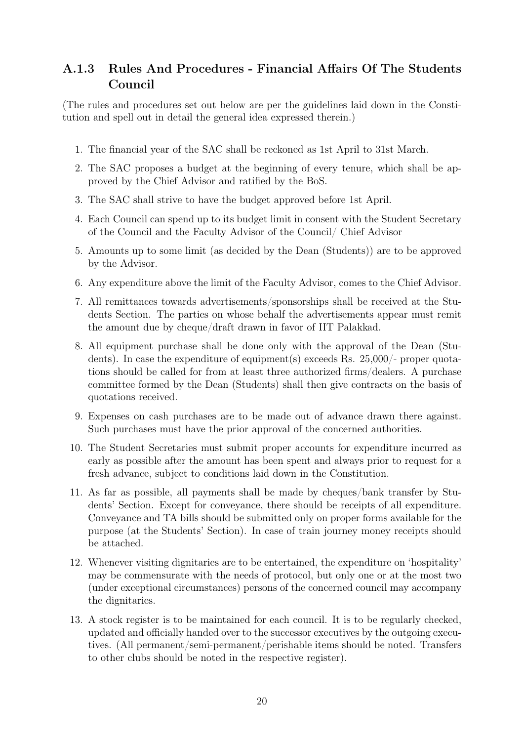### A.1.3 Rules And Procedures - Financial Affairs Of The Students Council

(The rules and procedures set out below are per the guidelines laid down in the Constitution and spell out in detail the general idea expressed therein.)

1. The financial year of the SAC shall be reckoned as 1st April to 31st March.
2. The SAC proposes a budget at the beginning of every tenure, which shall be approved by the Chief Advisor and ratified by the BoS.
3. The SAC shall strive to have the budget approved before 1st April.
4. Each Council can spend up to its budget limit in consent with the Student Secretary of the Council and the Faculty Advisor of the Council/ Chief Advisor
5. Amounts up to some limit (as decided by the Dean (Students)) are to be approved by the Advisor.
6. Any expenditure above the limit of the Faculty Advisor, comes to the Chief Advisor.
7. All remittances towards advertisements/sponsorships shall be received at the Students Section. The parties on whose behalf the advertisements appear must remit the amount due by cheque/draft drawn in favor of IIT Palakkad.
8. All equipment purchase shall be done only with the approval of the Dean (Students). In case the expenditure of equipment(s) exceeds Rs. 25,000/- proper quotations should be called for from at least three authorized firms/dealers. A purchase committee formed by the Dean (Students) shall then give contracts on the basis of quotations received.
9. Expenses on cash purchases are to be made out of advance drawn there against. Such purchases must have the prior approval of the concerned authorities.
10. The Student Secretaries must submit proper accounts for expenditure incurred as early as possible after the amount has been spent and always prior to request for a fresh advance, subject to conditions laid down in the Constitution.
11. As far as possible, all payments shall be made by cheques/bank transfer by Students' Section. Except for conveyance, there should be receipts of all expenditure. Conveyance and TA bills should be submitted only on proper forms available for the purpose (at the Students' Section). In case of train journey money receipts should be attached.
12. Whenever visiting dignitaries are to be entertained, the expenditure on 'hospitality' may be commensurate with the needs of protocol, but only one or at the most two (under exceptional circumstances) persons of the concerned council may accompany the dignitaries.
13. A stock register is to be maintained for each council. It is to be regularly checked, updated and officially handed over to the successor executives by the outgoing executives. (All permanent/semi-permanent/perishable items should be noted. Transfers to other clubs should be noted in the respective register).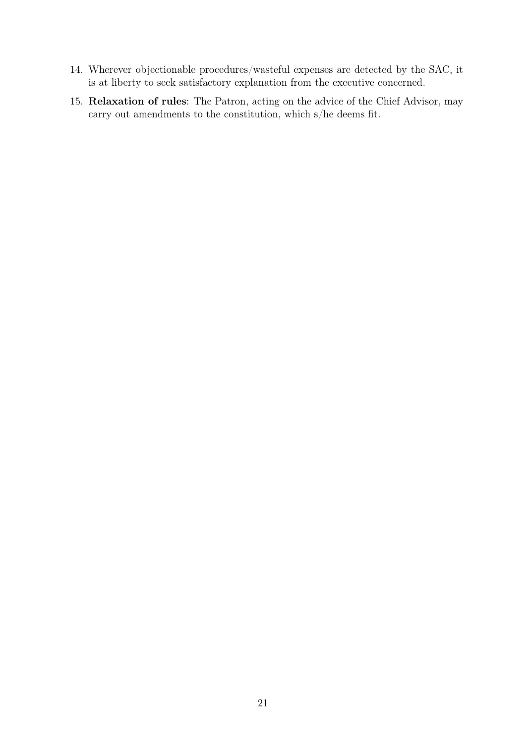14. Wherever objectionable procedures/wasteful expenses are detected by the SAC, it is at liberty to seek satisfactory explanation from the executive concerned.
15. **Relaxation of rules**: The Patron, acting on the advice of the Chief Advisor, may carry out amendments to the constitution, which s/he deems fit.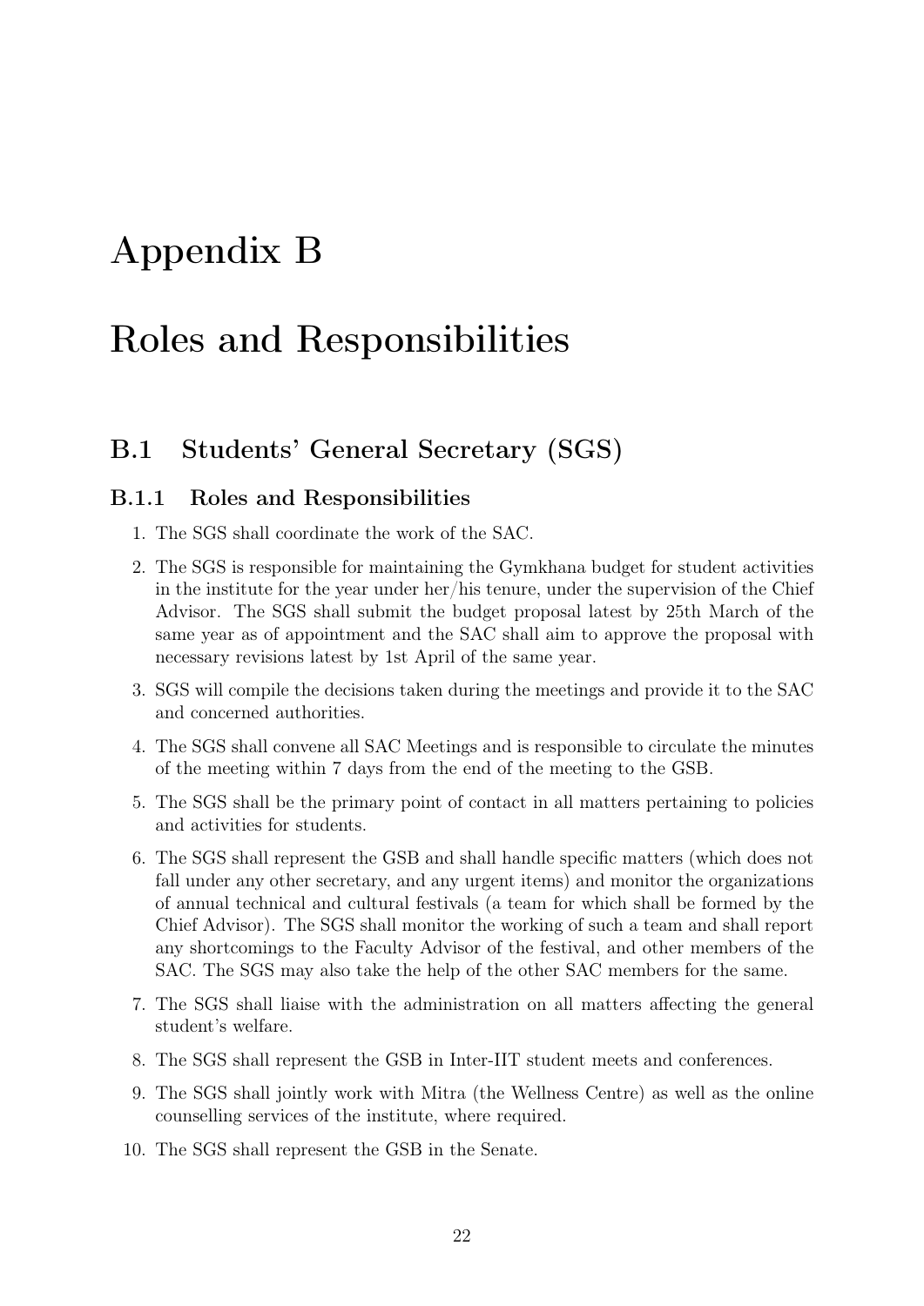# Appendix B

# Roles and Responsibilities

## B.1 Students' General Secretary (SGS)

### B.1.1 Roles and Responsibilities

1. The SGS shall coordinate the work of the SAC.
2. The SGS is responsible for maintaining the Gymkhana budget for student activities in the institute for the year under her/his tenure, under the supervision of the Chief Advisor. The SGS shall submit the budget proposal latest by 25th March of the same year as of appointment and the SAC shall aim to approve the proposal with necessary revisions latest by 1st April of the same year.
3. SGS will compile the decisions taken during the meetings and provide it to the SAC and concerned authorities.
4. The SGS shall convene all SAC Meetings and is responsible to circulate the minutes of the meeting within 7 days from the end of the meeting to the GSB.
5. The SGS shall be the primary point of contact in all matters pertaining to policies and activities for students.
6. The SGS shall represent the GSB and shall handle specific matters (which does not fall under any other secretary, and any urgent items) and monitor the organizations of annual technical and cultural festivals (a team for which shall be formed by the Chief Advisor). The SGS shall monitor the working of such a team and shall report any shortcomings to the Faculty Advisor of the festival, and other members of the SAC. The SGS may also take the help of the other SAC members for the same.
7. The SGS shall liaise with the administration on all matters affecting the general student's welfare.
8. The SGS shall represent the GSB in Inter-IIT student meets and conferences.
9. The SGS shall jointly work with Mitra (the Wellness Centre) as well as the online counselling services of the institute, where required.
10. The SGS shall represent the GSB in the Senate.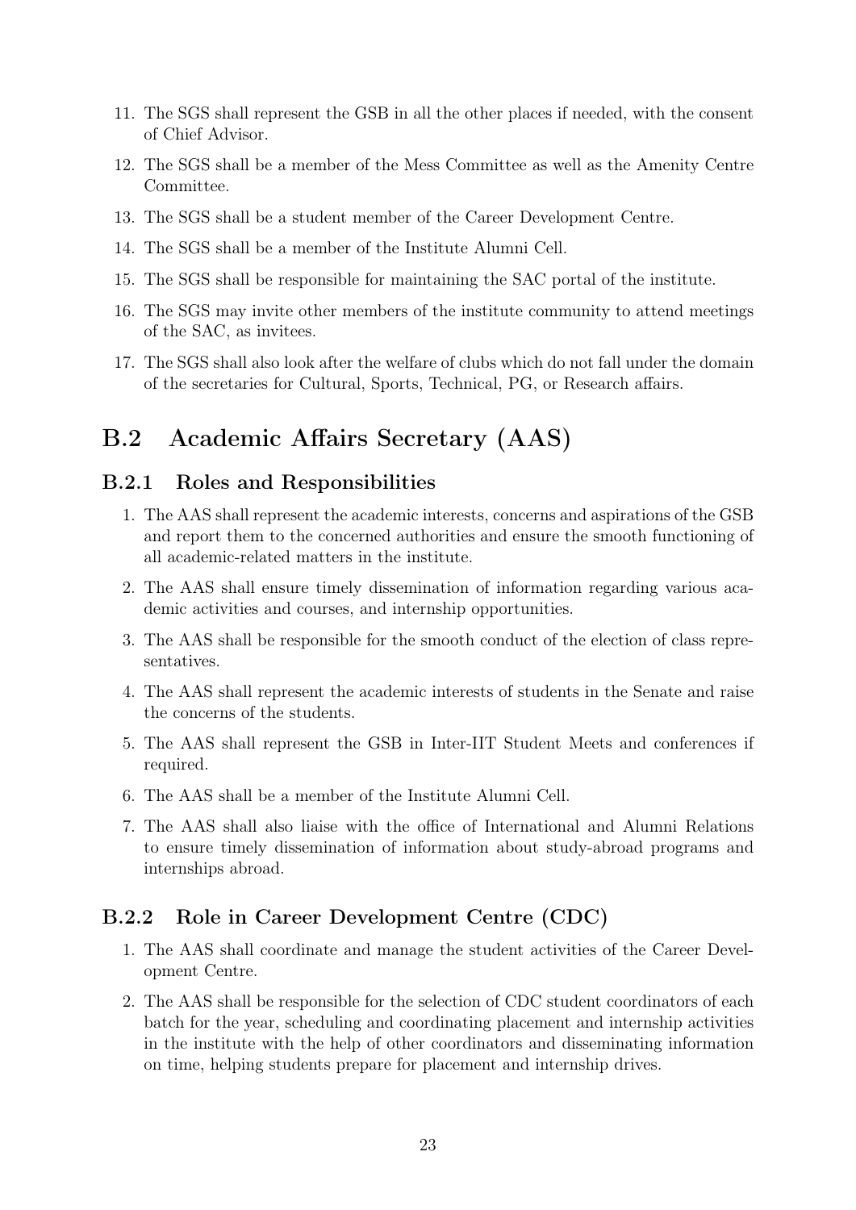11. The SGS shall represent the GSB in all the other places if needed, with the consent of Chief Advisor.
12. The SGS shall be a member of the Mess Committee as well as the Amenity Centre Committee.
13. The SGS shall be a student member of the Career Development Centre.
14. The SGS shall be a member of the Institute Alumni Cell.
15. The SGS shall be responsible for maintaining the SAC portal of the institute.
16. The SGS may invite other members of the institute community to attend meetings of the SAC, as invitees.
17. The SGS shall also look after the welfare of clubs which do not fall under the domain of the secretaries for Cultural, Sports, Technical, PG, or Research affairs.

## B.2 Academic Affairs Secretary (AAS)

### B.2.1 Roles and Responsibilities

1. The AAS shall represent the academic interests, concerns and aspirations of the GSB and report them to the concerned authorities and ensure the smooth functioning of all academic-related matters in the institute.
2. The AAS shall ensure timely dissemination of information regarding various academic activities and courses, and internship opportunities.
3. The AAS shall be responsible for the smooth conduct of the election of class representatives.
4. The AAS shall represent the academic interests of students in the Senate and raise the concerns of the students.
5. The AAS shall represent the GSB in Inter-IIT Student Meets and conferences if required.
6. The AAS shall be a member of the Institute Alumni Cell.
7. The AAS shall also liaise with the office of International and Alumni Relations to ensure timely dissemination of information about study-abroad programs and internships abroad.

### B.2.2 Role in Career Development Centre (CDC)

1. The AAS shall coordinate and manage the student activities of the Career Development Centre.
2. The AAS shall be responsible for the selection of CDC student coordinators of each batch for the year, scheduling and coordinating placement and internship activities in the institute with the help of other coordinators and disseminating information on time, helping students prepare for placement and internship drives.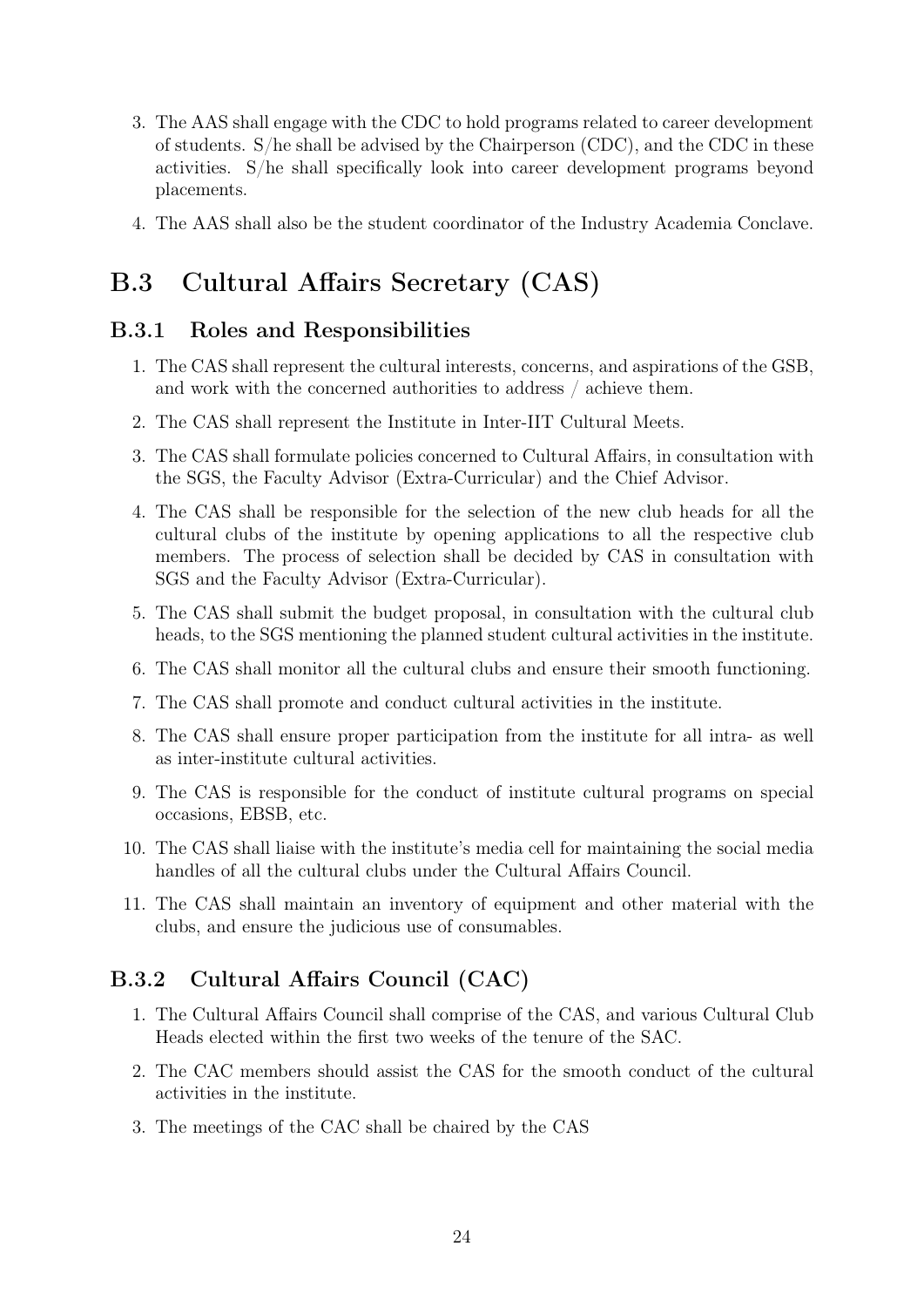3. The AAS shall engage with the CDC to hold programs related to career development of students. S/he shall be advised by the Chairperson (CDC), and the CDC in these activities. S/he shall specifically look into career development programs beyond placements.
4. The AAS shall also be the student coordinator of the Industry Academia Conclave.

## B.3 Cultural Affairs Secretary (CAS)

### B.3.1 Roles and Responsibilities

1. The CAS shall represent the cultural interests, concerns, and aspirations of the GSB, and work with the concerned authorities to address / achieve them.
2. The CAS shall represent the Institute in Inter-IIT Cultural Meets.
3. The CAS shall formulate policies concerned to Cultural Affairs, in consultation with the SGS, the Faculty Advisor (Extra-Curricular) and the Chief Advisor.
4. The CAS shall be responsible for the selection of the new club heads for all the cultural clubs of the institute by opening applications to all the respective club members. The process of selection shall be decided by CAS in consultation with SGS and the Faculty Advisor (Extra-Curricular).
5. The CAS shall submit the budget proposal, in consultation with the cultural club heads, to the SGS mentioning the planned student cultural activities in the institute.
6. The CAS shall monitor all the cultural clubs and ensure their smooth functioning.
7. The CAS shall promote and conduct cultural activities in the institute.
8. The CAS shall ensure proper participation from the institute for all intra- as well as inter-institute cultural activities.
9. The CAS is responsible for the conduct of institute cultural programs on special occasions, EBSB, etc.
10. The CAS shall liaise with the institute's media cell for maintaining the social media handles of all the cultural clubs under the Cultural Affairs Council.
11. The CAS shall maintain an inventory of equipment and other material with the clubs, and ensure the judicious use of consumables.

### B.3.2 Cultural Affairs Council (CAC)

1. The Cultural Affairs Council shall comprise of the CAS, and various Cultural Club Heads elected within the first two weeks of the tenure of the SAC.
2. The CAC members should assist the CAS for the smooth conduct of the cultural activities in the institute.
3. The meetings of the CAC shall be chaired by the CAS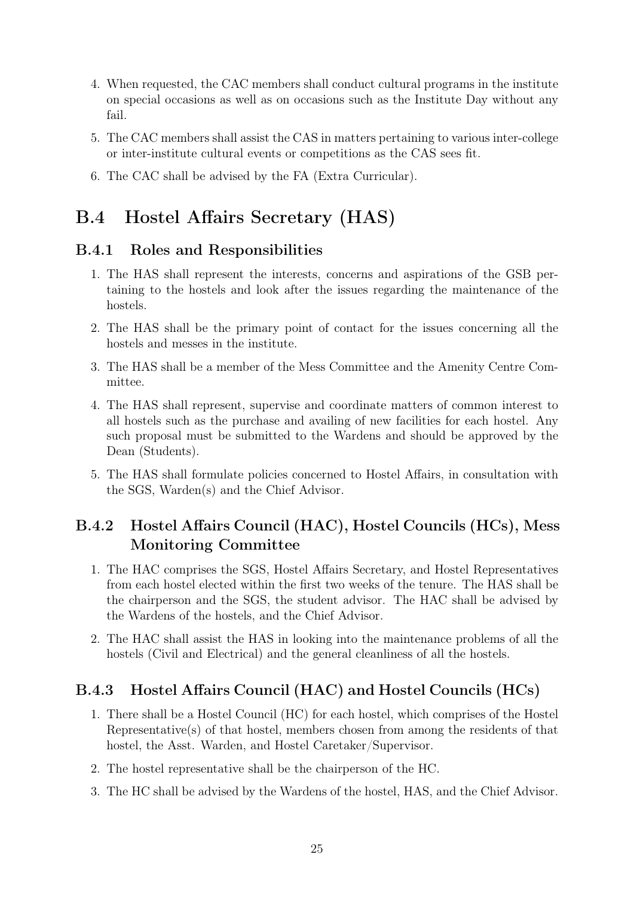4. When requested, the CAC members shall conduct cultural programs in the institute on special occasions as well as on occasions such as the Institute Day without any fail.
5. The CAC members shall assist the CAS in matters pertaining to various inter-college or inter-institute cultural events or competitions as the CAS sees fit.
6. The CAC shall be advised by the FA (Extra Curricular).

## B.4 Hostel Affairs Secretary (HAS)

### B.4.1 Roles and Responsibilities

1. The HAS shall represent the interests, concerns and aspirations of the GSB pertaining to the hostels and look after the issues regarding the maintenance of the hostels.
2. The HAS shall be the primary point of contact for the issues concerning all the hostels and messes in the institute.
3. The HAS shall be a member of the Mess Committee and the Amenity Centre Committee.
4. The HAS shall represent, supervise and coordinate matters of common interest to all hostels such as the purchase and availing of new facilities for each hostel. Any such proposal must be submitted to the Wardens and should be approved by the Dean (Students).
5. The HAS shall formulate policies concerned to Hostel Affairs, in consultation with the SGS, Warden(s) and the Chief Advisor.

### B.4.2 Hostel Affairs Council (HAC), Hostel Councils (HCs), Mess Monitoring Committee

1. The HAC comprises the SGS, Hostel Affairs Secretary, and Hostel Representatives from each hostel elected within the first two weeks of the tenure. The HAS shall be the chairperson and the SGS, the student advisor. The HAC shall be advised by the Wardens of the hostels, and the Chief Advisor.
2. The HAC shall assist the HAS in looking into the maintenance problems of all the hostels (Civil and Electrical) and the general cleanliness of all the hostels.

### B.4.3 Hostel Affairs Council (HAC) and Hostel Councils (HCs)

1. There shall be a Hostel Council (HC) for each hostel, which comprises of the Hostel Representative(s) of that hostel, members chosen from among the residents of that hostel, the Asst. Warden, and Hostel Caretaker/Supervisor.
2. The hostel representative shall be the chairperson of the HC.
3. The HC shall be advised by the Wardens of the hostel, HAS, and the Chief Advisor.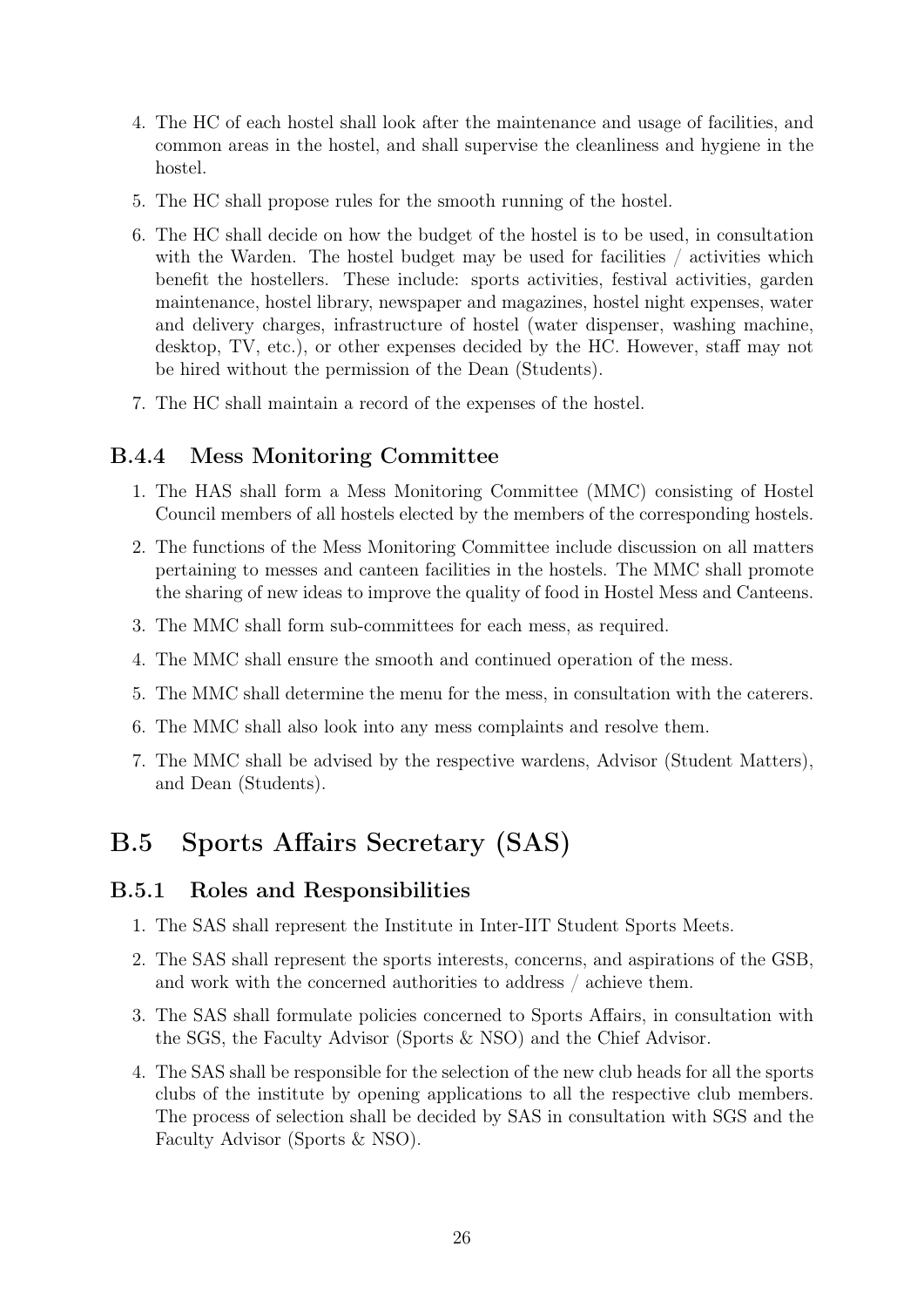4. The HC of each hostel shall look after the maintenance and usage of facilities, and common areas in the hostel, and shall supervise the cleanliness and hygiene in the hostel.
5. The HC shall propose rules for the smooth running of the hostel.
6. The HC shall decide on how the budget of the hostel is to be used, in consultation with the Warden. The hostel budget may be used for facilities / activities which benefit the hostellers. These include: sports activities, festival activities, garden maintenance, hostel library, newspaper and magazines, hostel night expenses, water and delivery charges, infrastructure of hostel (water dispenser, washing machine, desktop, TV, etc.), or other expenses decided by the HC. However, staff may not be hired without the permission of the Dean (Students).
7. The HC shall maintain a record of the expenses of the hostel.

### B.4.4 Mess Monitoring Committee

1. The HAS shall form a Mess Monitoring Committee (MMC) consisting of Hostel Council members of all hostels elected by the members of the corresponding hostels.
2. The functions of the Mess Monitoring Committee include discussion on all matters pertaining to messes and canteen facilities in the hostels. The MMC shall promote the sharing of new ideas to improve the quality of food in Hostel Mess and Canteens.
3. The MMC shall form sub-committees for each mess, as required.
4. The MMC shall ensure the smooth and continued operation of the mess.
5. The MMC shall determine the menu for the mess, in consultation with the caterers.
6. The MMC shall also look into any mess complaints and resolve them.
7. The MMC shall be advised by the respective wardens, Advisor (Student Matters), and Dean (Students).

## B.5 Sports Affairs Secretary (SAS)

### B.5.1 Roles and Responsibilities

1. The SAS shall represent the Institute in Inter-IIT Student Sports Meets.
2. The SAS shall represent the sports interests, concerns, and aspirations of the GSB, and work with the concerned authorities to address / achieve them.
3. The SAS shall formulate policies concerned to Sports Affairs, in consultation with the SGS, the Faculty Advisor (Sports & NSO) and the Chief Advisor.
4. The SAS shall be responsible for the selection of the new club heads for all the sports clubs of the institute by opening applications to all the respective club members. The process of selection shall be decided by SAS in consultation with SGS and the Faculty Advisor (Sports & NSO).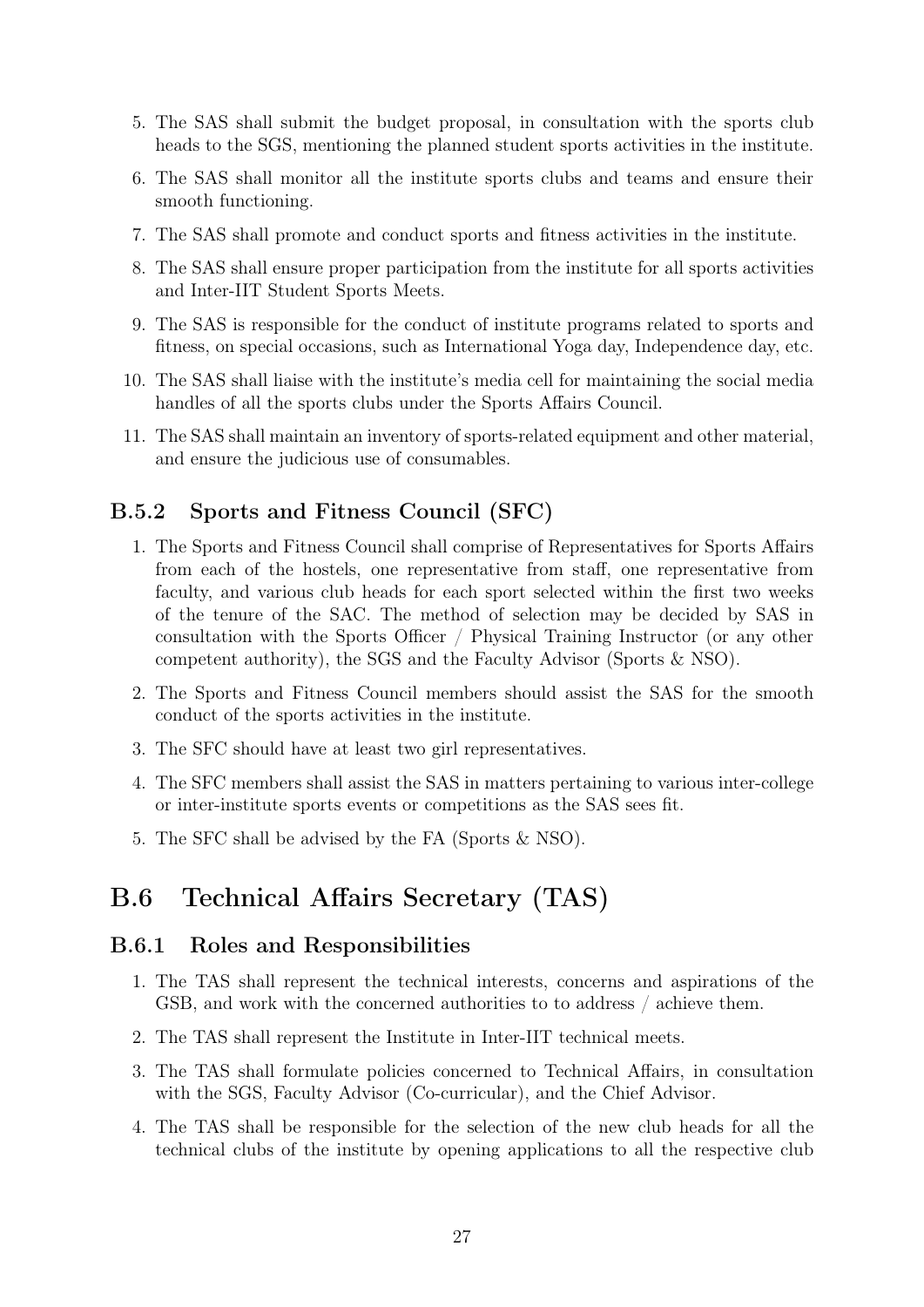5. The SAS shall submit the budget proposal, in consultation with the sports club heads to the SGS, mentioning the planned student sports activities in the institute.
6. The SAS shall monitor all the institute sports clubs and teams and ensure their smooth functioning.
7. The SAS shall promote and conduct sports and fitness activities in the institute.
8. The SAS shall ensure proper participation from the institute for all sports activities and Inter-IIT Student Sports Meets.
9. The SAS is responsible for the conduct of institute programs related to sports and fitness, on special occasions, such as International Yoga day, Independence day, etc.
10. The SAS shall liaise with the institute's media cell for maintaining the social media handles of all the sports clubs under the Sports Affairs Council.
11. The SAS shall maintain an inventory of sports-related equipment and other material, and ensure the judicious use of consumables.

### B.5.2 Sports and Fitness Council (SFC)

1. The Sports and Fitness Council shall comprise of Representatives for Sports Affairs from each of the hostels, one representative from staff, one representative from faculty, and various club heads for each sport selected within the first two weeks of the tenure of the SAC. The method of selection may be decided by SAS in consultation with the Sports Officer / Physical Training Instructor (or any other competent authority), the SGS and the Faculty Advisor (Sports & NSO).
2. The Sports and Fitness Council members should assist the SAS for the smooth conduct of the sports activities in the institute.
3. The SFC should have at least two girl representatives.
4. The SFC members shall assist the SAS in matters pertaining to various inter-college or inter-institute sports events or competitions as the SAS sees fit.
5. The SFC shall be advised by the FA (Sports & NSO).

## B.6 Technical Affairs Secretary (TAS)

### B.6.1 Roles and Responsibilities

1. The TAS shall represent the technical interests, concerns and aspirations of the GSB, and work with the concerned authorities to to address / achieve them.
2. The TAS shall represent the Institute in Inter-IIT technical meets.
3. The TAS shall formulate policies concerned to Technical Affairs, in consultation with the SGS, Faculty Advisor (Co-curricular), and the Chief Advisor.
4. The TAS shall be responsible for the selection of the new club heads for all the technical clubs of the institute by opening applications to all the respective club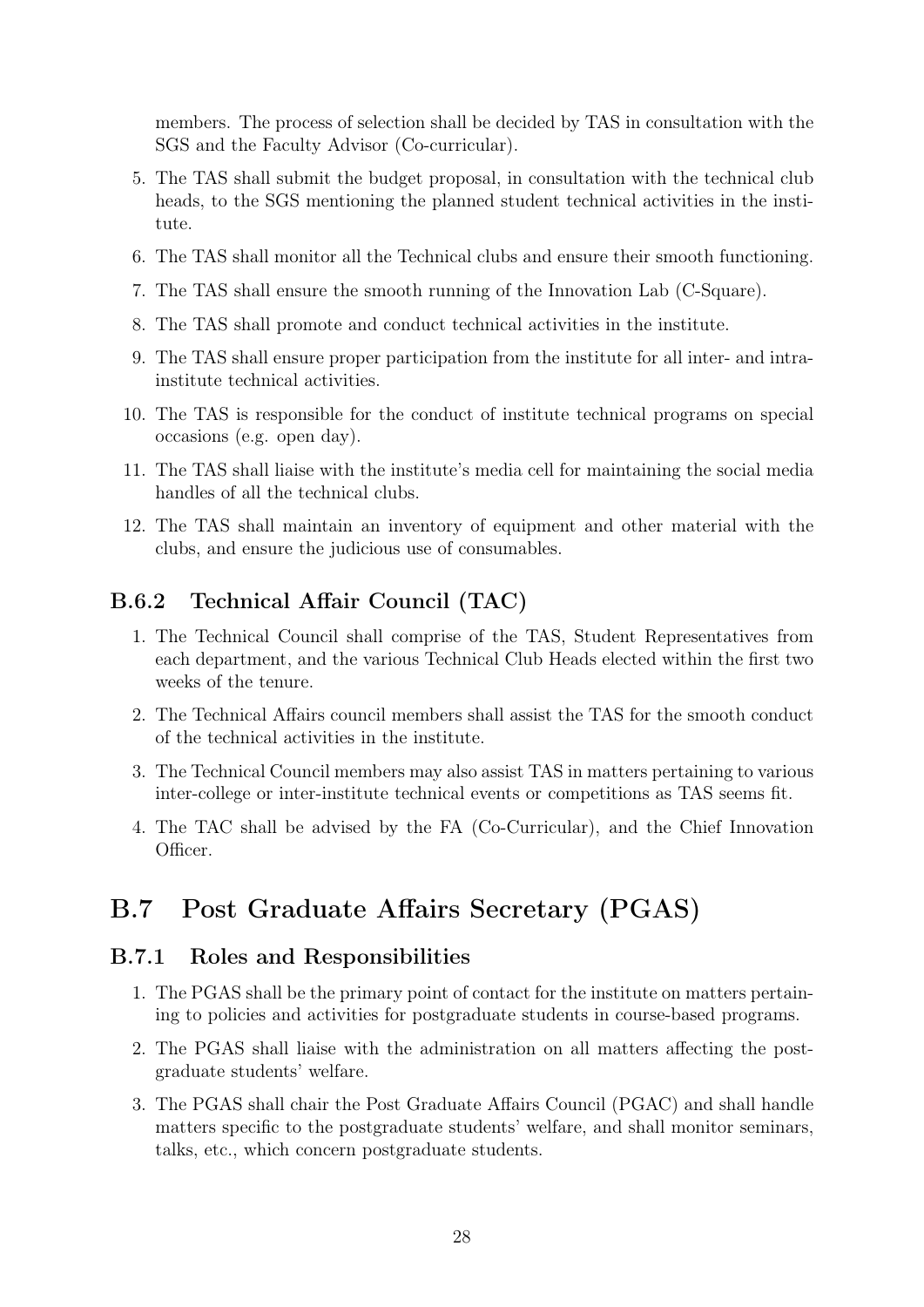members. The process of selection shall be decided by TAS in consultation with the SGS and the Faculty Advisor (Co-curricular).

5. The TAS shall submit the budget proposal, in consultation with the technical club heads, to the SGS mentioning the planned student technical activities in the institute.
6. The TAS shall monitor all the Technical clubs and ensure their smooth functioning.
7. The TAS shall ensure the smooth running of the Innovation Lab (C-Square).
8. The TAS shall promote and conduct technical activities in the institute.
9. The TAS shall ensure proper participation from the institute for all inter- and intra-institute technical activities.
10. The TAS is responsible for the conduct of institute technical programs on special occasions (e.g. open day).
11. The TAS shall liaise with the institute's media cell for maintaining the social media handles of all the technical clubs.
12. The TAS shall maintain an inventory of equipment and other material with the clubs, and ensure the judicious use of consumables.

### B.6.2 Technical Affair Council (TAC)

1. The Technical Council shall comprise of the TAS, Student Representatives from each department, and the various Technical Club Heads elected within the first two weeks of the tenure.
2. The Technical Affairs council members shall assist the TAS for the smooth conduct of the technical activities in the institute.
3. The Technical Council members may also assist TAS in matters pertaining to various inter-college or inter-institute technical events or competitions as TAS seems fit.
4. The TAC shall be advised by the FA (Co-Curricular), and the Chief Innovation Officer.

## B.7 Post Graduate Affairs Secretary (PGAS)

### B.7.1 Roles and Responsibilities

1. The PGAS shall be the primary point of contact for the institute on matters pertaining to policies and activities for postgraduate students in course-based programs.
2. The PGAS shall liaise with the administration on all matters affecting the postgraduate students' welfare.
3. The PGAS shall chair the Post Graduate Affairs Council (PGAC) and shall handle matters specific to the postgraduate students' welfare, and shall monitor seminars, talks, etc., which concern postgraduate students.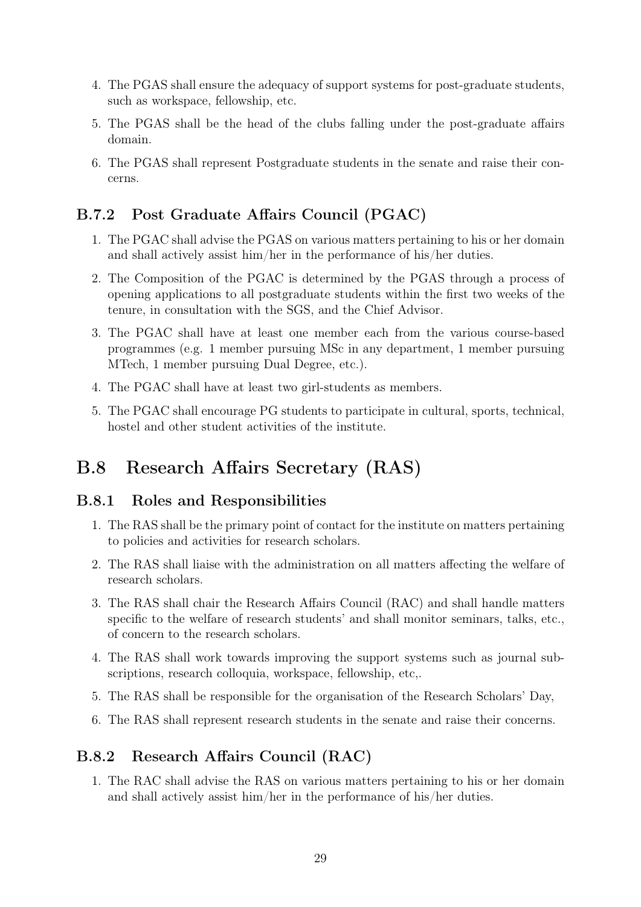4. The PGAS shall ensure the adequacy of support systems for post-graduate students, such as workspace, fellowship, etc.
5. The PGAS shall be the head of the clubs falling under the post-graduate affairs domain.
6. The PGAS shall represent Postgraduate students in the senate and raise their concerns.

### B.7.2 Post Graduate Affairs Council (PGAC)

1. The PGAC shall advise the PGAS on various matters pertaining to his or her domain and shall actively assist him/her in the performance of his/her duties.
2. The Composition of the PGAC is determined by the PGAS through a process of opening applications to all postgraduate students within the first two weeks of the tenure, in consultation with the SGS, and the Chief Advisor.
3. The PGAC shall have at least one member each from the various course-based programmes (e.g. 1 member pursuing MSc in any department, 1 member pursuing MTech, 1 member pursuing Dual Degree, etc.).
4. The PGAC shall have at least two girl-students as members.
5. The PGAC shall encourage PG students to participate in cultural, sports, technical, hostel and other student activities of the institute.

## B.8 Research Affairs Secretary (RAS)

### B.8.1 Roles and Responsibilities

1. The RAS shall be the primary point of contact for the institute on matters pertaining to policies and activities for research scholars.
2. The RAS shall liaise with the administration on all matters affecting the welfare of research scholars.
3. The RAS shall chair the Research Affairs Council (RAC) and shall handle matters specific to the welfare of research students' and shall monitor seminars, talks, etc., of concern to the research scholars.
4. The RAS shall work towards improving the support systems such as journal subscriptions, research colloquia, workspace, fellowship, etc,.
5. The RAS shall be responsible for the organisation of the Research Scholars' Day,
6. The RAS shall represent research students in the senate and raise their concerns.

### B.8.2 Research Affairs Council (RAC)

1. The RAC shall advise the RAS on various matters pertaining to his or her domain and shall actively assist him/her in the performance of his/her duties.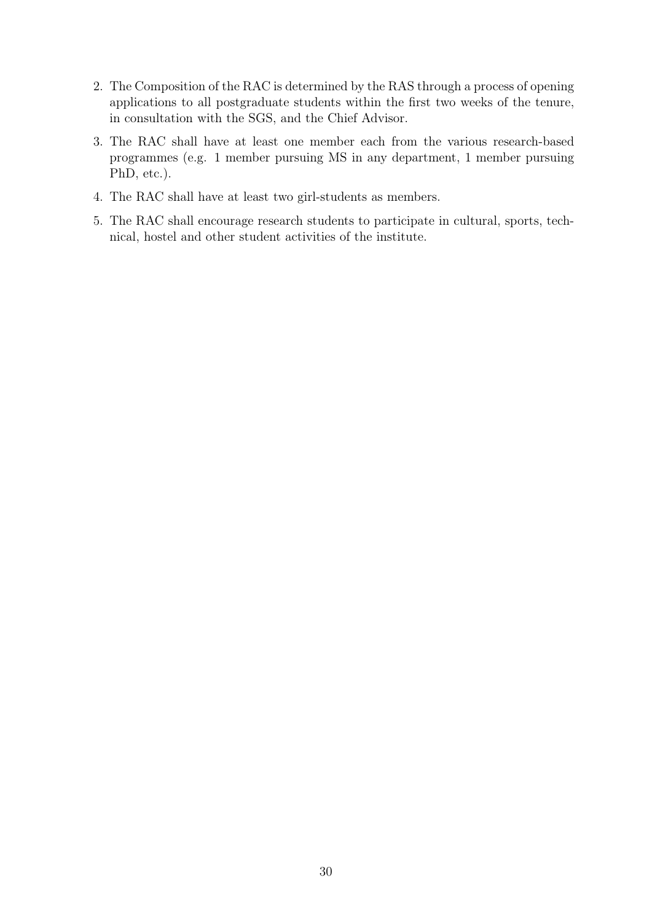2. The Composition of the RAC is determined by the RAS through a process of opening applications to all postgraduate students within the first two weeks of the tenure, in consultation with the SGS, and the Chief Advisor.
3. The RAC shall have at least one member each from the various research-based programmes (e.g. 1 member pursuing MS in any department, 1 member pursuing PhD, etc.).
4. The RAC shall have at least two girl-students as members.
5. The RAC shall encourage research students to participate in cultural, sports, technical, hostel and other student activities of the institute.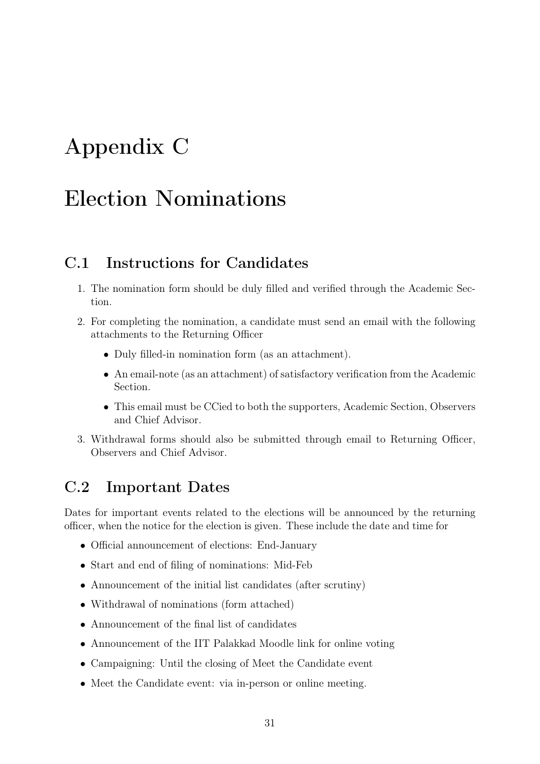# Appendix C

# Election Nominations

## C.1 Instructions for Candidates

1. The nomination form should be duly filled and verified through the Academic Section.
2. For completing the nomination, a candidate must send an email with the following attachments to the Returning Officer
   - Duly filled-in nomination form (as an attachment).
   - An email-note (as an attachment) of satisfactory verification from the Academic Section.
   - This email must be CCied to both the supporters, Academic Section, Observers and Chief Advisor.
3. Withdrawal forms should also be submitted through email to Returning Officer, Observers and Chief Advisor.

## C.2 Important Dates

Dates for important events related to the elections will be announced by the returning officer, when the notice for the election is given. These include the date and time for

- Official announcement of elections: End-January
- Start and end of filing of nominations: Mid-Feb
- Announcement of the initial list candidates (after scrutiny)
- Withdrawal of nominations (form attached)
- Announcement of the final list of candidates
- Announcement of the IIT Palakkad Moodle link for online voting
- Campaigning: Until the closing of Meet the Candidate event
- Meet the Candidate event: via in-person or online meeting.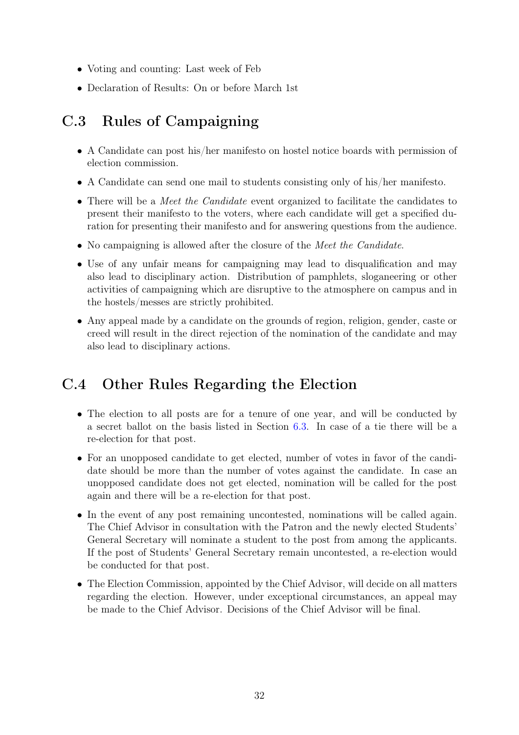- Voting and counting: Last week of Feb
- Declaration of Results: On or before March 1st

## C.3 Rules of Campaigning

- A Candidate can post his/her manifesto on hostel notice boards with permission of election commission.
- A Candidate can send one mail to students consisting only of his/her manifesto.
- There will be a *Meet the Candidate* event organized to facilitate the candidates to present their manifesto to the voters, where each candidate will get a specified duration for presenting their manifesto and for answering questions from the audience.
- No campaigning is allowed after the closure of the *Meet the Candidate*.
- Use of any unfair means for campaigning may lead to disqualification and may also lead to disciplinary action. Distribution of pamphlets, sloganeering or other activities of campaigning which are disruptive to the atmosphere on campus and in the hostels/messes are strictly prohibited.
- Any appeal made by a candidate on the grounds of region, religion, gender, caste or creed will result in the direct rejection of the nomination of the candidate and may also lead to disciplinary actions.

## C.4 Other Rules Regarding the Election

- The election to all posts are for a tenure of one year, and will be conducted by a secret ballot on the basis listed in Section 6.3. In case of a tie there will be a re-election for that post.
- For an unopposed candidate to get elected, number of votes in favor of the candidate should be more than the number of votes against the candidate. In case an unopposed candidate does not get elected, nomination will be called for the post again and there will be a re-election for that post.
- In the event of any post remaining uncontested, nominations will be called again. The Chief Advisor in consultation with the Patron and the newly elected Students' General Secretary will nominate a student to the post from among the applicants. If the post of Students' General Secretary remain uncontested, a re-election would be conducted for that post.
- The Election Commission, appointed by the Chief Advisor, will decide on all matters regarding the election. However, under exceptional circumstances, an appeal may be made to the Chief Advisor. Decisions of the Chief Advisor will be final.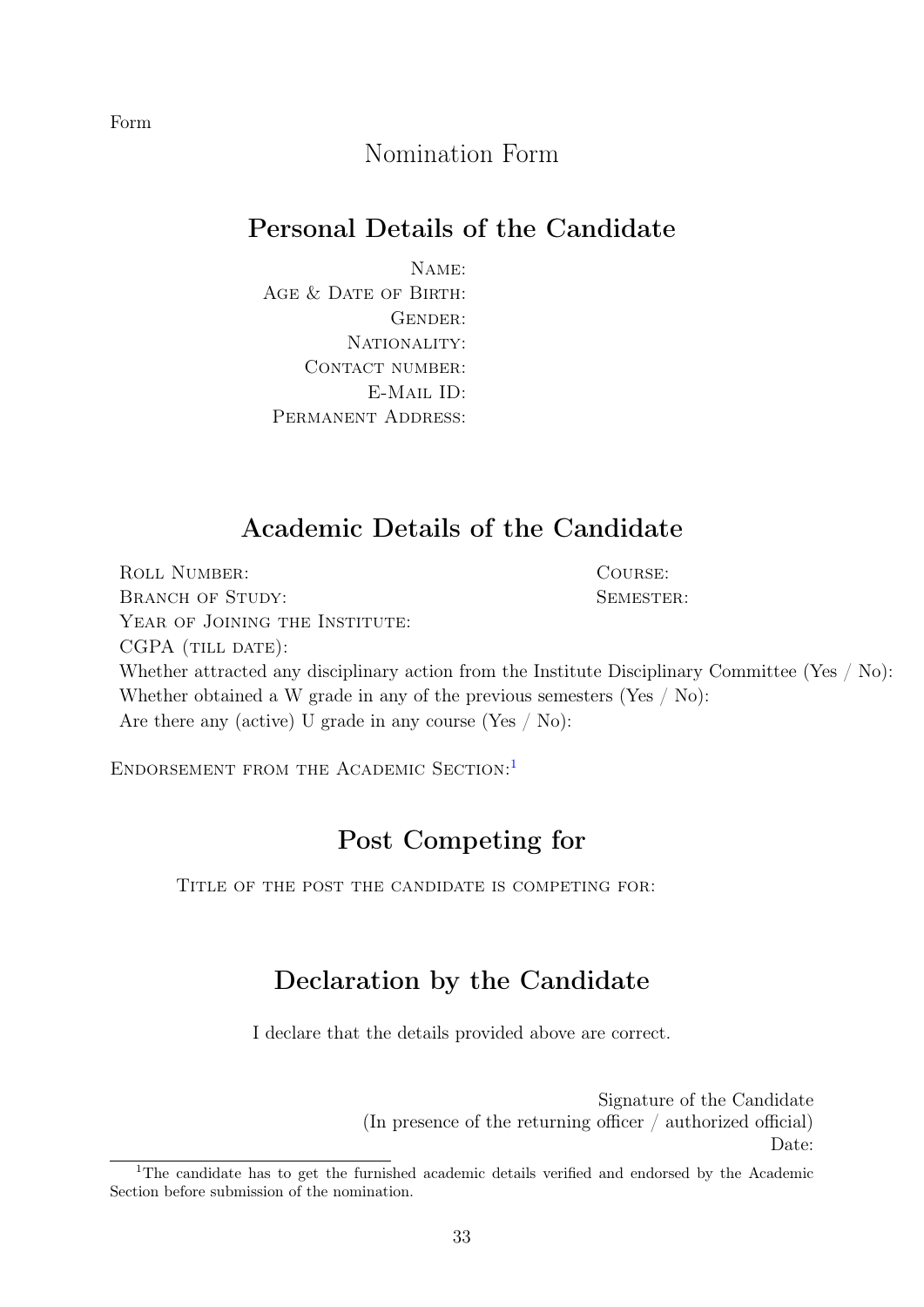Form

# Nomination Form

## Personal Details of the Candidate

Name:
Age & Date of Birth:
Gender:
Nationality:
Contact number:
E-Mail ID:
Permanent Address:

## Academic Details of the Candidate

Roll Number:
Course:
Branch of Study:
Semester:
Year of Joining the Institute:
CGPA (till date):
Whether attracted any disciplinary action from the Institute Disciplinary Committee (Yes / No):
Whether obtained a W grade in any of the previous semesters (Yes / No):
Are there any (active) U grade in any course (Yes / No):

Endorsement from the Academic Section:[1]

## Post Competing for

Title of the post the candidate is competing for:

## Declaration by the Candidate

I declare that the details provided above are correct.

Signature of the Candidate
(In presence of the returning officer / authorized official)
Date:

[1]The candidate has to get the furnished academic details verified and endorsed by the Academic Section before submission of the nomination.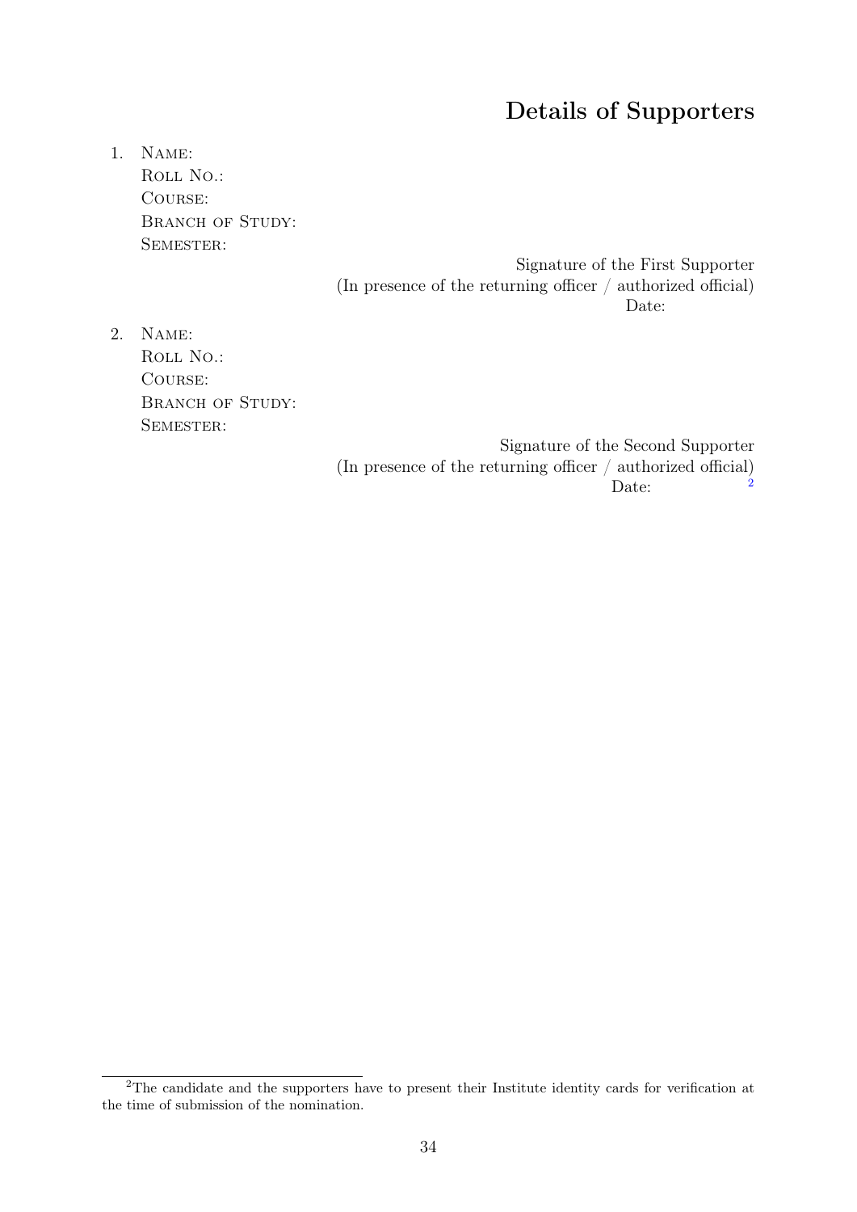# Details of Supporters

1. Name:
   Roll No.:
   Course:
   Branch of Study:
   Semester:

   Signature of the First Supporter
   (In presence of the returning officer / authorized official)
   Date:

2. Name:
   Roll No.:
   Course:
   Branch of Study:
   Semester:

   Signature of the Second Supporter
   (In presence of the returning officer / authorized official)
   Date: [2]

[2] The candidate and the supporters have to present their Institute identity cards for verification at the time of submission of the nomination.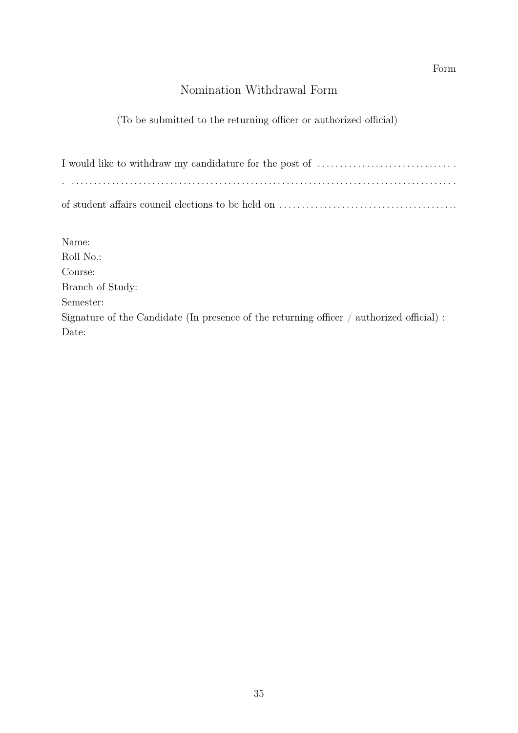Form

# Nomination Withdrawal Form

(To be submitted to the returning officer or authorized official)

I would like to withdraw my candidature for the post of . . . . . . . . . . . . . . . . . . . . . . . . . . . . . . . .
. . . . . . . . . . . . . . . . . . . . . . . . . . . . . . . . . . . . . . . . . . . . . . . . . . . . . . . . . . . . . . . . . . . . . . . . . . . . . . . . . . . . .
of student affairs council elections to be held on . . . . . . . . . . . . . . . . . . . . . . . . . . . . . . . . . . . . . . .

Name:
Roll No.:
Course:
Branch of Study:
Semester:
Signature of the Candidate (In presence of the returning officer / authorized official) :
Date: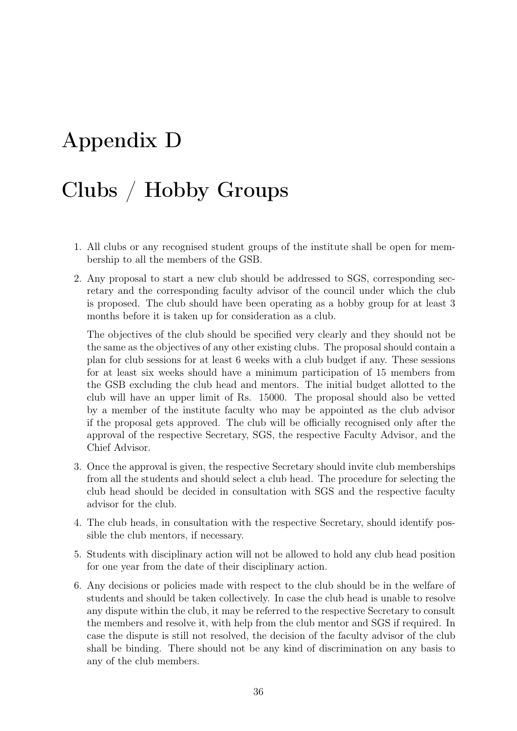# Appendix D

# Clubs / Hobby Groups

1. All clubs or any recognised student groups of the institute shall be open for membership to all the members of the GSB.

2. Any proposal to start a new club should be addressed to SGS, corresponding secretary and the corresponding faculty advisor of the council under which the club is proposed. The club should have been operating as a hobby group for at least 3 months before it is taken up for consideration as a club.

   The objectives of the club should be specified very clearly and they should not be the same as the objectives of any other existing clubs. The proposal should contain a plan for club sessions for at least 6 weeks with a club budget if any. These sessions for at least six weeks should have a minimum participation of 15 members from the GSB excluding the club head and mentors. The initial budget allotted to the club will have an upper limit of Rs. 15000. The proposal should also be vetted by a member of the institute faculty who may be appointed as the club advisor if the proposal gets approved. The club will be officially recognised only after the approval of the respective Secretary, SGS, the respective Faculty Advisor, and the Chief Advisor.

3. Once the approval is given, the respective Secretary should invite club memberships from all the students and should select a club head. The procedure for selecting the club head should be decided in consultation with SGS and the respective faculty advisor for the club.

4. The club heads, in consultation with the respective Secretary, should identify possible the club mentors, if necessary.

5. Students with disciplinary action will not be allowed to hold any club head position for one year from the date of their disciplinary action.

6. Any decisions or policies made with respect to the club should be in the welfare of students and should be taken collectively. In case the club head is unable to resolve any dispute within the club, it may be referred to the respective Secretary to consult the members and resolve it, with help from the club mentor and SGS if required. In case the dispute is still not resolved, the decision of the faculty advisor of the club shall be binding. There should not be any kind of discrimination on any basis to any of the club members.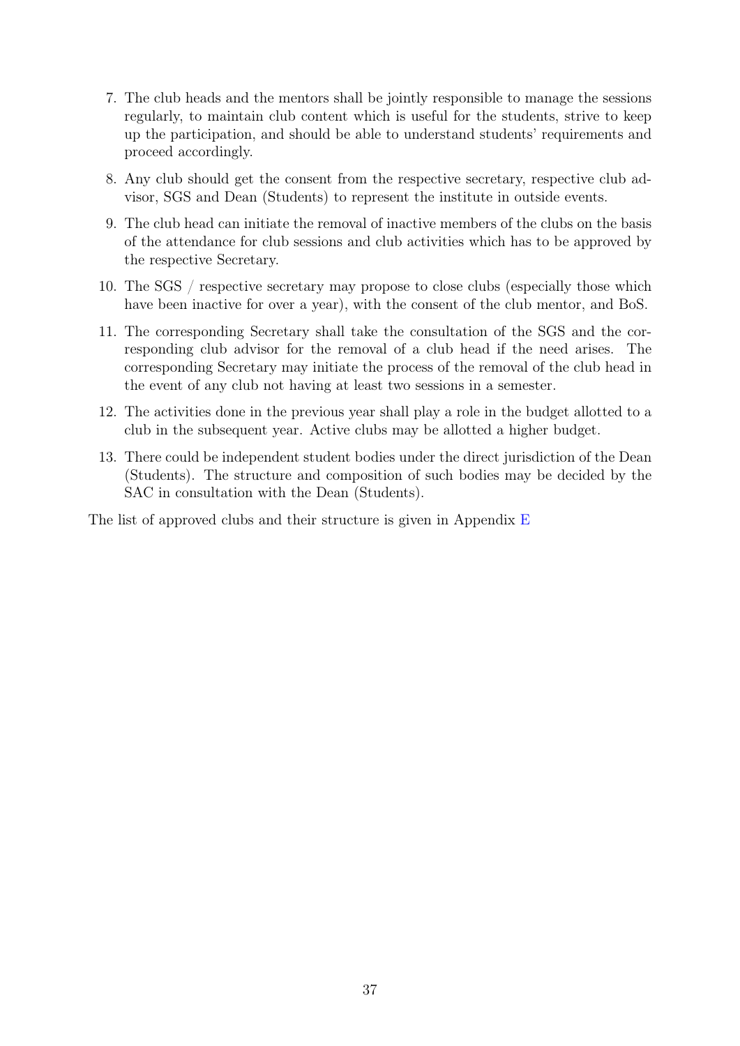7. The club heads and the mentors shall be jointly responsible to manage the sessions regularly, to maintain club content which is useful for the students, strive to keep up the participation, and should be able to understand students' requirements and proceed accordingly.
8. Any club should get the consent from the respective secretary, respective club advisor, SGS and Dean (Students) to represent the institute in outside events.
9. The club head can initiate the removal of inactive members of the clubs on the basis of the attendance for club sessions and club activities which has to be approved by the respective Secretary.
10. The SGS / respective secretary may propose to close clubs (especially those which have been inactive for over a year), with the consent of the club mentor, and BoS.
11. The corresponding Secretary shall take the consultation of the SGS and the corresponding club advisor for the removal of a club head if the need arises. The corresponding Secretary may initiate the process of the removal of the club head in the event of any club not having at least two sessions in a semester.
12. The activities done in the previous year shall play a role in the budget allotted to a club in the subsequent year. Active clubs may be allotted a higher budget.
13. There could be independent student bodies under the direct jurisdiction of the Dean (Students). The structure and composition of such bodies may be decided by the SAC in consultation with the Dean (Students).

The list of approved clubs and their structure is given in Appendix E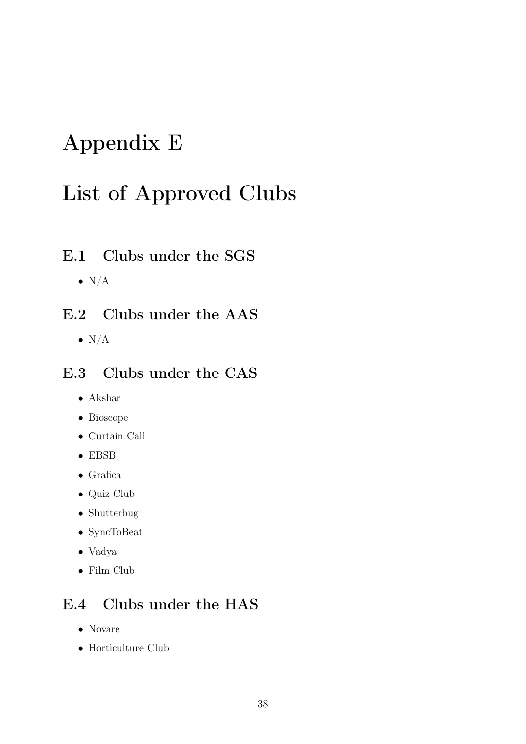# Appendix E

# List of Approved Clubs

## E.1 Clubs under the SGS

- N/A

## E.2 Clubs under the AAS

- N/A

## E.3 Clubs under the CAS

- Akshar
- Bioscope
- Curtain Call
- EBSB
- Grafica
- Quiz Club
- Shutterbug
- SyncToBeat
- Vadya
- Film Club

## E.4 Clubs under the HAS

- Novare
- Horticulture Club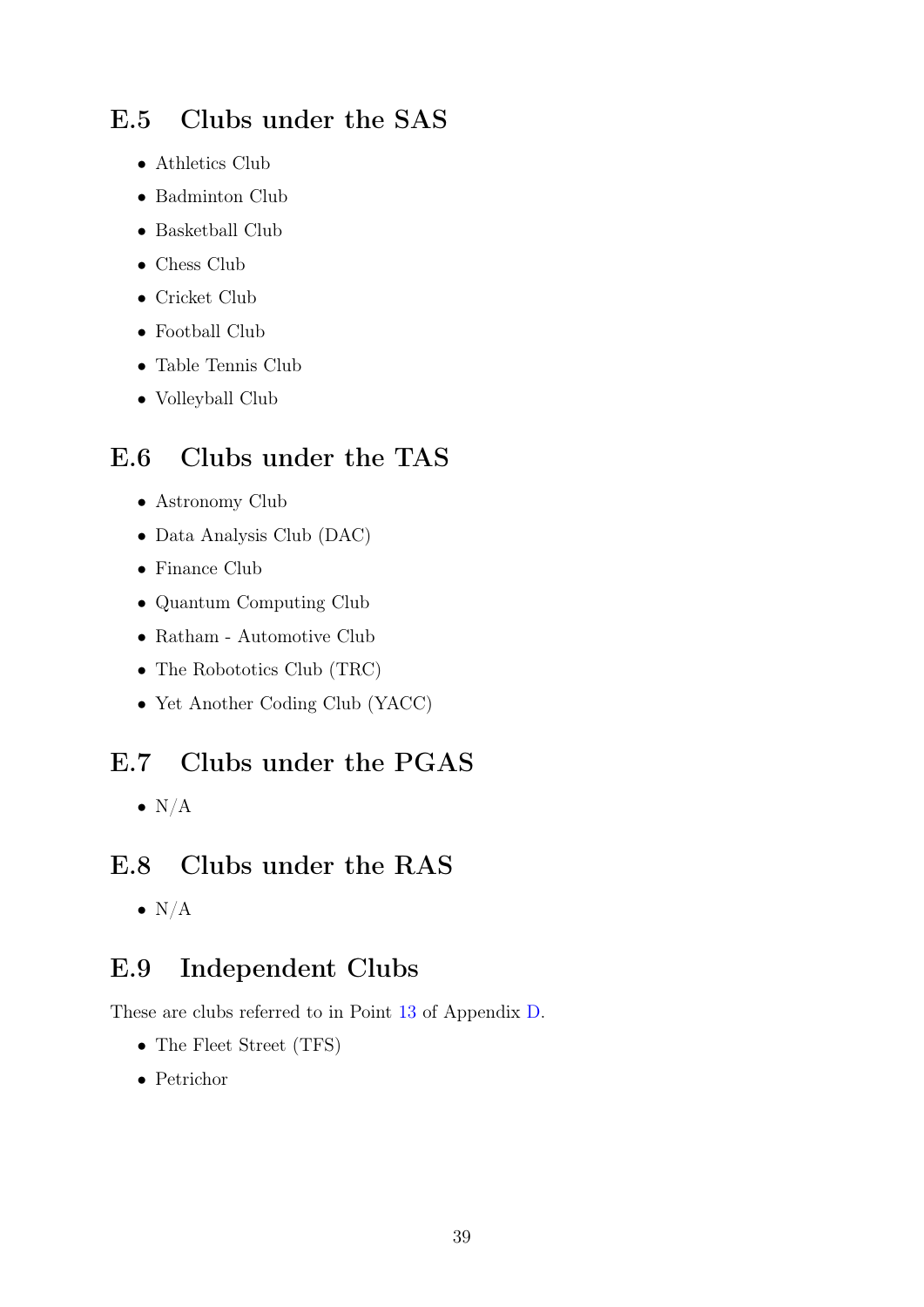## E.5 Clubs under the SAS

- Athletics Club
- Badminton Club
- Basketball Club
- Chess Club
- Cricket Club
- Football Club
- Table Tennis Club
- Volleyball Club

## E.6 Clubs under the TAS

- Astronomy Club
- Data Analysis Club (DAC)
- Finance Club
- Quantum Computing Club
- Ratham - Automotive Club
- The Robototics Club (TRC)
- Yet Another Coding Club (YACC)

## E.7 Clubs under the PGAS

- N/A

## E.8 Clubs under the RAS

- N/A

## E.9 Independent Clubs

These are clubs referred to in Point 13 of Appendix D.

- The Fleet Street (TFS)
- Petrichor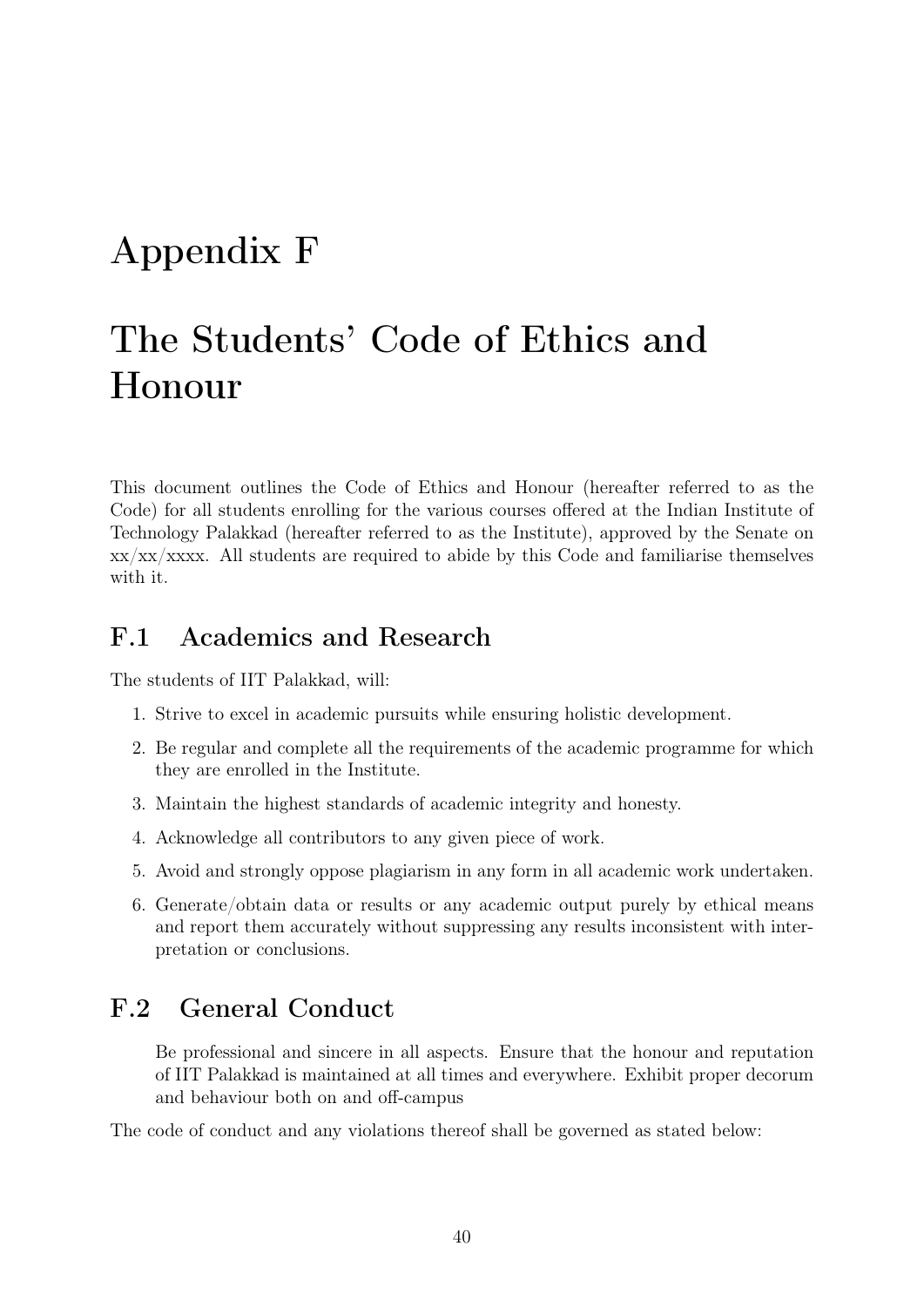# Appendix F

# The Students' Code of Ethics and Honour

This document outlines the Code of Ethics and Honour (hereafter referred to as the Code) for all students enrolling for the various courses offered at the Indian Institute of Technology Palakkad (hereafter referred to as the Institute), approved by the Senate on xx/xx/xxxx. All students are required to abide by this Code and familiarise themselves with it.

## F.1 Academics and Research

The students of IIT Palakkad, will:

1. Strive to excel in academic pursuits while ensuring holistic development.
2. Be regular and complete all the requirements of the academic programme for which they are enrolled in the Institute.
3. Maintain the highest standards of academic integrity and honesty.
4. Acknowledge all contributors to any given piece of work.
5. Avoid and strongly oppose plagiarism in any form in all academic work undertaken.
6. Generate/obtain data or results or any academic output purely by ethical means and report them accurately without suppressing any results inconsistent with interpretation or conclusions.

## F.2 General Conduct

Be professional and sincere in all aspects. Ensure that the honour and reputation of IIT Palakkad is maintained at all times and everywhere. Exhibit proper decorum and behaviour both on and off-campus

The code of conduct and any violations thereof shall be governed as stated below: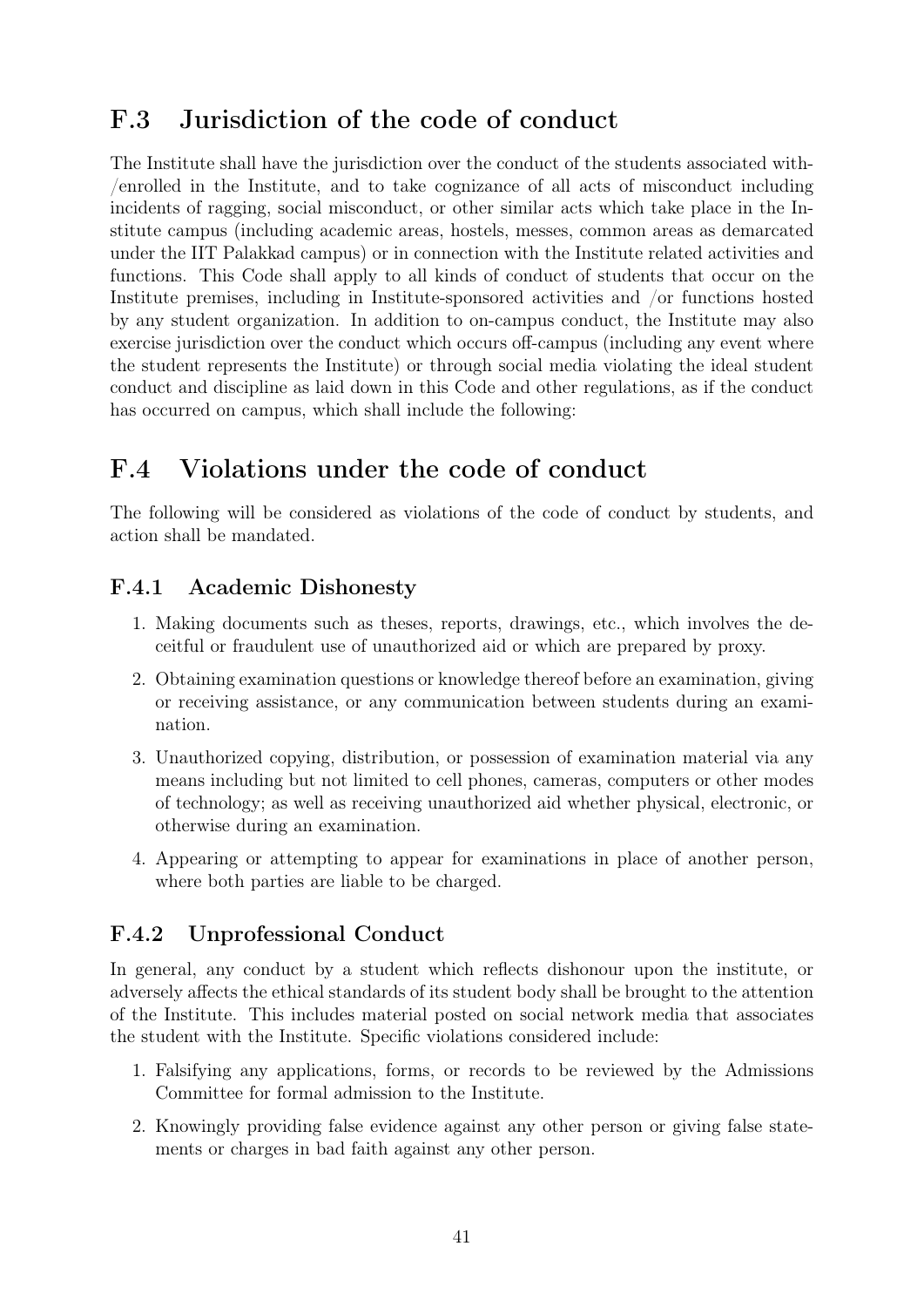## F.3 Jurisdiction of the code of conduct

The Institute shall have the jurisdiction over the conduct of the students associated with-/enrolled in the Institute, and to take cognizance of all acts of misconduct including incidents of ragging, social misconduct, or other similar acts which take place in the Institute campus (including academic areas, hostels, messes, common areas as demarcated under the IIT Palakkad campus) or in connection with the Institute related activities and functions. This Code shall apply to all kinds of conduct of students that occur on the Institute premises, including in Institute-sponsored activities and /or functions hosted by any student organization. In addition to on-campus conduct, the Institute may also exercise jurisdiction over the conduct which occurs off-campus (including any event where the student represents the Institute) or through social media violating the ideal student conduct and discipline as laid down in this Code and other regulations, as if the conduct has occurred on campus, which shall include the following:

## F.4 Violations under the code of conduct

The following will be considered as violations of the code of conduct by students, and action shall be mandated.

### F.4.1 Academic Dishonesty

1. Making documents such as theses, reports, drawings, etc., which involves the deceitful or fraudulent use of unauthorized aid or which are prepared by proxy.
2. Obtaining examination questions or knowledge thereof before an examination, giving or receiving assistance, or any communication between students during an examination.
3. Unauthorized copying, distribution, or possession of examination material via any means including but not limited to cell phones, cameras, computers or other modes of technology; as well as receiving unauthorized aid whether physical, electronic, or otherwise during an examination.
4. Appearing or attempting to appear for examinations in place of another person, where both parties are liable to be charged.

### F.4.2 Unprofessional Conduct

In general, any conduct by a student which reflects dishonour upon the institute, or adversely affects the ethical standards of its student body shall be brought to the attention of the Institute. This includes material posted on social network media that associates the student with the Institute. Specific violations considered include:

1. Falsifying any applications, forms, or records to be reviewed by the Admissions Committee for formal admission to the Institute.
2. Knowingly providing false evidence against any other person or giving false statements or charges in bad faith against any other person.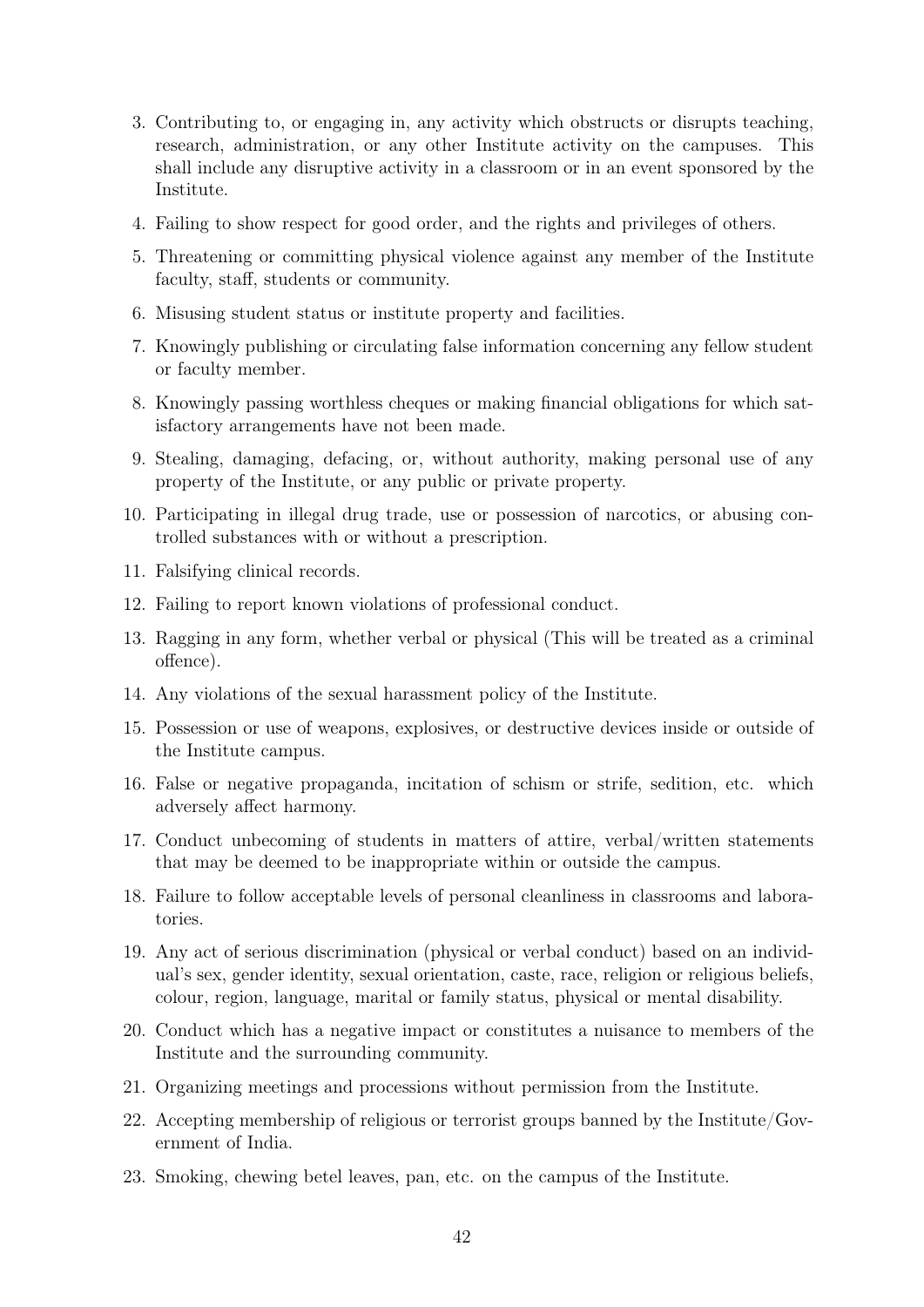3. Contributing to, or engaging in, any activity which obstructs or disrupts teaching, research, administration, or any other Institute activity on the campuses. This shall include any disruptive activity in a classroom or in an event sponsored by the Institute.
4. Failing to show respect for good order, and the rights and privileges of others.
5. Threatening or committing physical violence against any member of the Institute faculty, staff, students or community.
6. Misusing student status or institute property and facilities.
7. Knowingly publishing or circulating false information concerning any fellow student or faculty member.
8. Knowingly passing worthless cheques or making financial obligations for which satisfactory arrangements have not been made.
9. Stealing, damaging, defacing, or, without authority, making personal use of any property of the Institute, or any public or private property.
10. Participating in illegal drug trade, use or possession of narcotics, or abusing controlled substances with or without a prescription.
11. Falsifying clinical records.
12. Failing to report known violations of professional conduct.
13. Ragging in any form, whether verbal or physical (This will be treated as a criminal offence).
14. Any violations of the sexual harassment policy of the Institute.
15. Possession or use of weapons, explosives, or destructive devices inside or outside of the Institute campus.
16. False or negative propaganda, incitation of schism or strife, sedition, etc. which adversely affect harmony.
17. Conduct unbecoming of students in matters of attire, verbal/written statements that may be deemed to be inappropriate within or outside the campus.
18. Failure to follow acceptable levels of personal cleanliness in classrooms and laboratories.
19. Any act of serious discrimination (physical or verbal conduct) based on an individual's sex, gender identity, sexual orientation, caste, race, religion or religious beliefs, colour, region, language, marital or family status, physical or mental disability.
20. Conduct which has a negative impact or constitutes a nuisance to members of the Institute and the surrounding community.
21. Organizing meetings and processions without permission from the Institute.
22. Accepting membership of religious or terrorist groups banned by the Institute/Government of India.
23. Smoking, chewing betel leaves, pan, etc. on the campus of the Institute.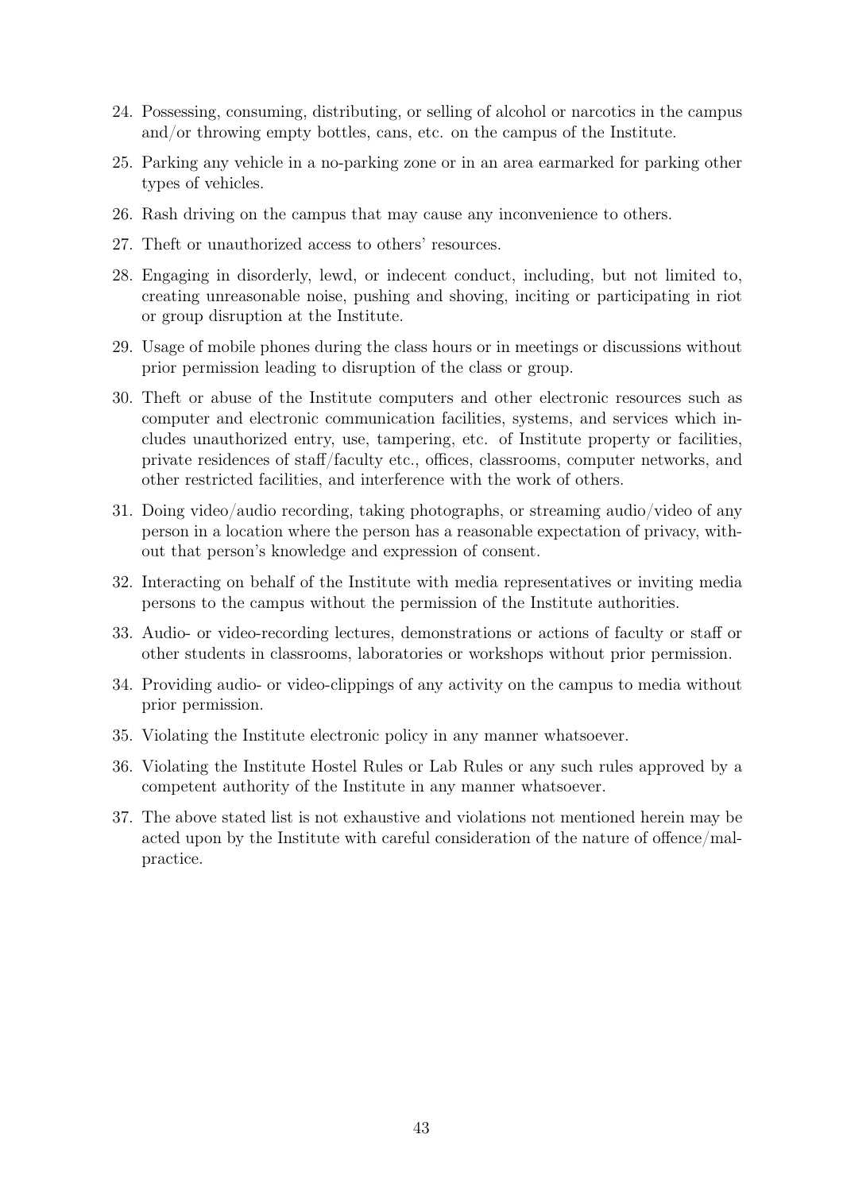24. Possessing, consuming, distributing, or selling of alcohol or narcotics in the campus and/or throwing empty bottles, cans, etc. on the campus of the Institute.
25. Parking any vehicle in a no-parking zone or in an area earmarked for parking other types of vehicles.
26. Rash driving on the campus that may cause any inconvenience to others.
27. Theft or unauthorized access to others' resources.
28. Engaging in disorderly, lewd, or indecent conduct, including, but not limited to, creating unreasonable noise, pushing and shoving, inciting or participating in riot or group disruption at the Institute.
29. Usage of mobile phones during the class hours or in meetings or discussions without prior permission leading to disruption of the class or group.
30. Theft or abuse of the Institute computers and other electronic resources such as computer and electronic communication facilities, systems, and services which includes unauthorized entry, use, tampering, etc. of Institute property or facilities, private residences of staff/faculty etc., offices, classrooms, computer networks, and other restricted facilities, and interference with the work of others.
31. Doing video/audio recording, taking photographs, or streaming audio/video of any person in a location where the person has a reasonable expectation of privacy, without that person's knowledge and expression of consent.
32. Interacting on behalf of the Institute with media representatives or inviting media persons to the campus without the permission of the Institute authorities.
33. Audio- or video-recording lectures, demonstrations or actions of faculty or staff or other students in classrooms, laboratories or workshops without prior permission.
34. Providing audio- or video-clippings of any activity on the campus to media without prior permission.
35. Violating the Institute electronic policy in any manner whatsoever.
36. Violating the Institute Hostel Rules or Lab Rules or any such rules approved by a competent authority of the Institute in any manner whatsoever.
37. The above stated list is not exhaustive and violations not mentioned herein may be acted upon by the Institute with careful consideration of the nature of offence/malpractice.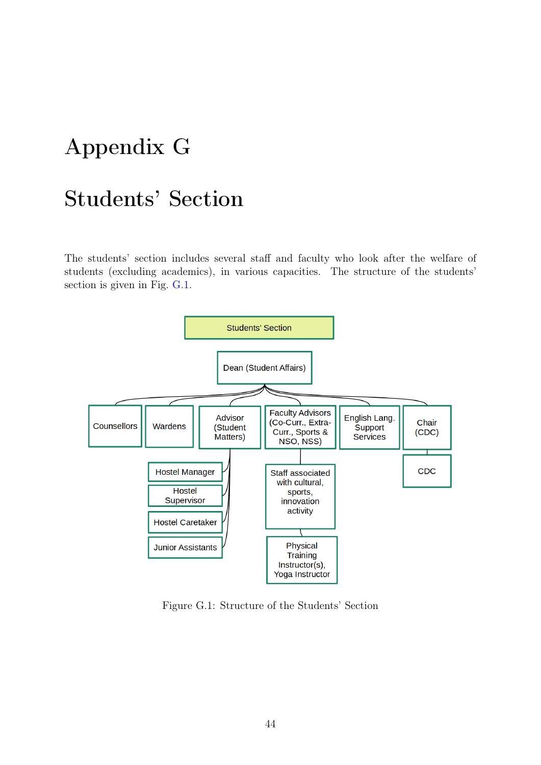# Appendix G

# Students' Section

The students' section includes several staff and faculty who look after the welfare of students (excluding academics), in various capacities. The structure of the students' section is given in Fig. G.1.

Students' Section

Dean (Student Affairs)

Counsellors

Wardens

Advisor (Student Matters)

Faculty Advisors (Co-Curr., Extra-Curr., Sports & NSO, NSS)

English Lang. Support Services

Chair (CDC)

Hostel Manager

Hostel Supervisor

Hostel Caretaker

Junior Assistants

Staff associated with cultural, sports, innovation activity

Physical Training Instructor(s), Yoga Instructor

CDC

Figure G.1: Structure of the Students' Section